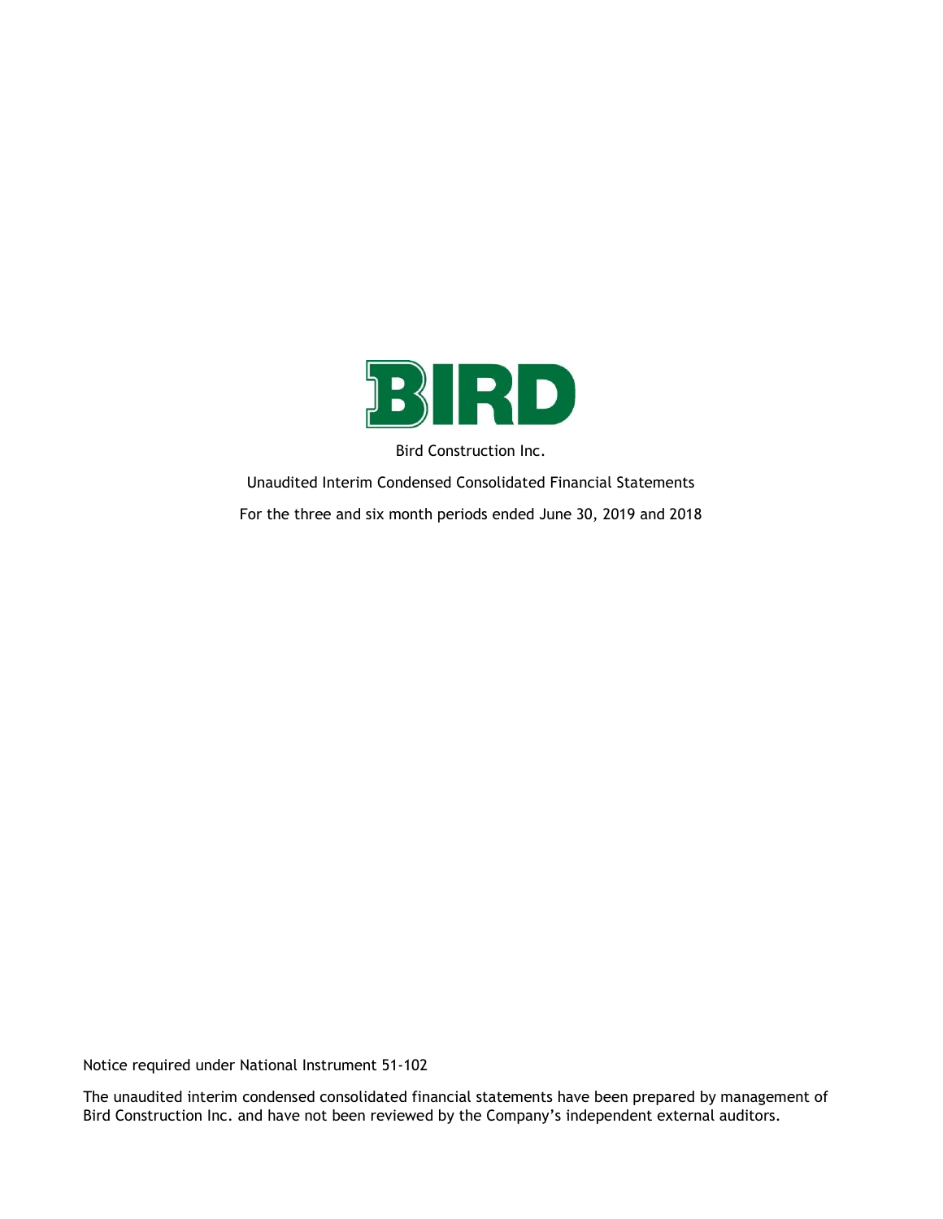BIRD

Bird Construction Inc.

Unaudited Interim Condensed Consolidated Financial Statements

For the three and six month periods ended June 30, 2019 and 2018

Notice required under National Instrument 51-102

The unaudited interim condensed consolidated financial statements have been prepared by management of Bird Construction Inc. and have not been reviewed by the Company's independent external auditors.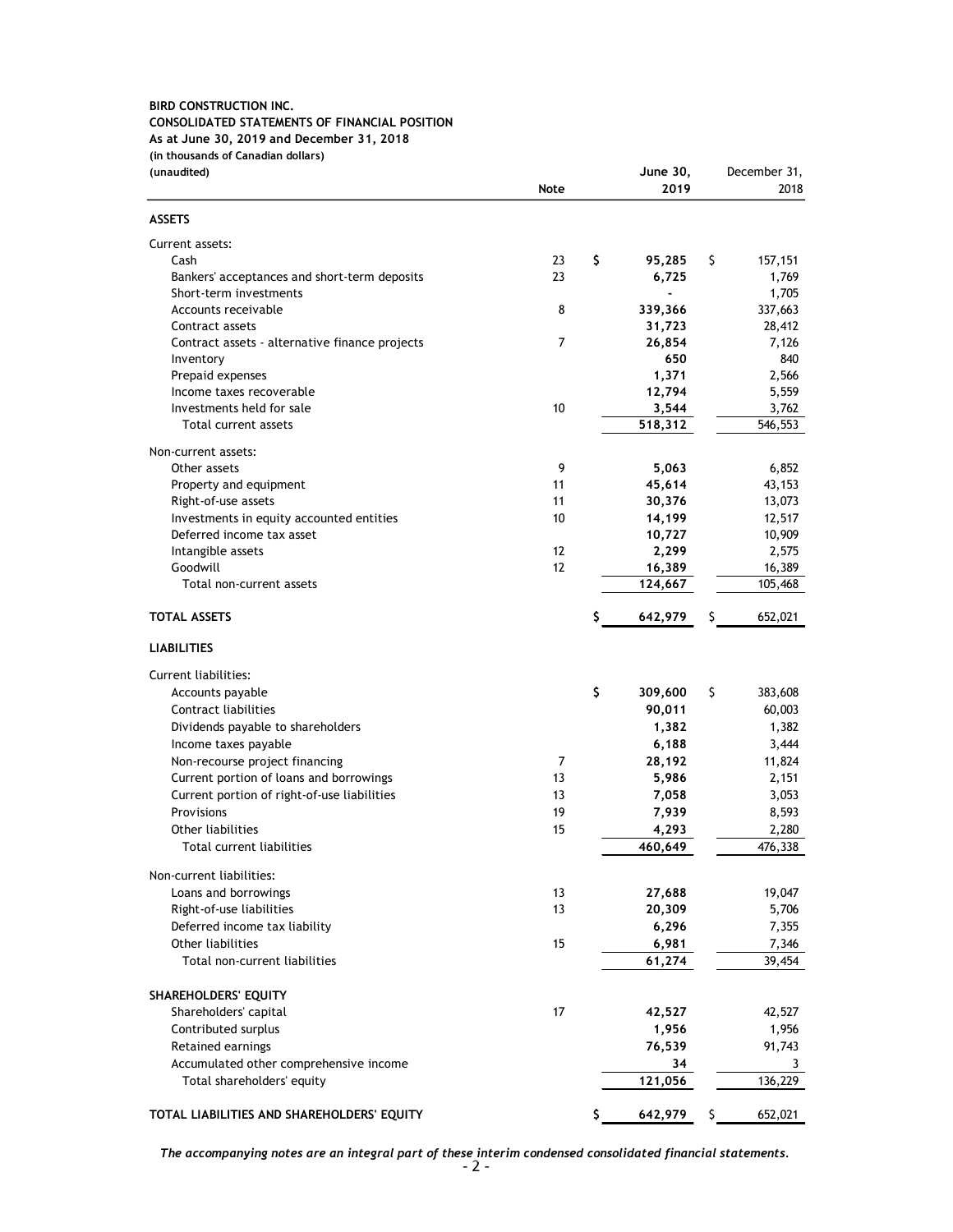**BIRD CONSTRUCTION INC.**
**CONSOLIDATED STATEMENTS OF FINANCIAL POSITION**
**As at June 30, 2019 and December 31, 2018**
**(in thousands of Canadian dollars)**
**(unaudited)**

| | Note | June 30, 2019 | December 31, 2018 |
|---|---|---|---|
| **ASSETS** | | | |
| Current assets: | | | |
| Cash | 23 | $ **95,285** | $ 157,151 |
| Bankers' acceptances and short-term deposits | 23 | **6,725** | 1,769 |
| Short-term investments | | **-** | 1,705 |
| Accounts receivable | 8 | **339,366** | 337,663 |
| Contract assets | | **31,723** | 28,412 |
| Contract assets - alternative finance projects | 7 | **26,854** | 7,126 |
| Inventory | | **650** | 840 |
| Prepaid expenses | | **1,371** | 2,566 |
| Income taxes recoverable | | **12,794** | 5,559 |
| Investments held for sale | 10 | **3,544** | 3,762 |
| Total current assets | | **518,312** | 546,553 |
| Non-current assets: | | | |
| Other assets | 9 | **5,063** | 6,852 |
| Property and equipment | 11 | **45,614** | 43,153 |
| Right-of-use assets | 11 | **30,376** | 13,073 |
| Investments in equity accounted entities | 10 | **14,199** | 12,517 |
| Deferred income tax asset | | **10,727** | 10,909 |
| Intangible assets | 12 | **2,299** | 2,575 |
| Goodwill | 12 | **16,389** | 16,389 |
| Total non-current assets | | **124,667** | 105,468 |
| **TOTAL ASSETS** | | $ **642,979** | $ 652,021 |
| **LIABILITIES** | | | |
| Current liabilities: | | | |
| Accounts payable | | $ **309,600** | $ 383,608 |
| Contract liabilities | | **90,011** | 60,003 |
| Dividends payable to shareholders | | **1,382** | 1,382 |
| Income taxes payable | | **6,188** | 3,444 |
| Non-recourse project financing | 7 | **28,192** | 11,824 |
| Current portion of loans and borrowings | 13 | **5,986** | 2,151 |
| Current portion of right-of-use liabilities | 13 | **7,058** | 3,053 |
| Provisions | 19 | **7,939** | 8,593 |
| Other liabilities | 15 | **4,293** | 2,280 |
| Total current liabilities | | **460,649** | 476,338 |
| Non-current liabilities: | | | |
| Loans and borrowings | 13 | **27,688** | 19,047 |
| Right-of-use liabilities | 13 | **20,309** | 5,706 |
| Deferred income tax liability | | **6,296** | 7,355 |
| Other liabilities | 15 | **6,981** | 7,346 |
| Total non-current liabilities | | **61,274** | 39,454 |
| **SHAREHOLDERS' EQUITY** | | | |
| Shareholders' capital | 17 | **42,527** | 42,527 |
| Contributed surplus | | **1,956** | 1,956 |
| Retained earnings | | **76,539** | 91,743 |
| Accumulated other comprehensive income | | **34** | 3 |
| Total shareholders' equity | | **121,056** | 136,229 |
| **TOTAL LIABILITIES AND SHAREHOLDERS' EQUITY** | | $ **642,979** | $ 652,021 |

*The accompanying notes are an integral part of these interim condensed consolidated financial statements.*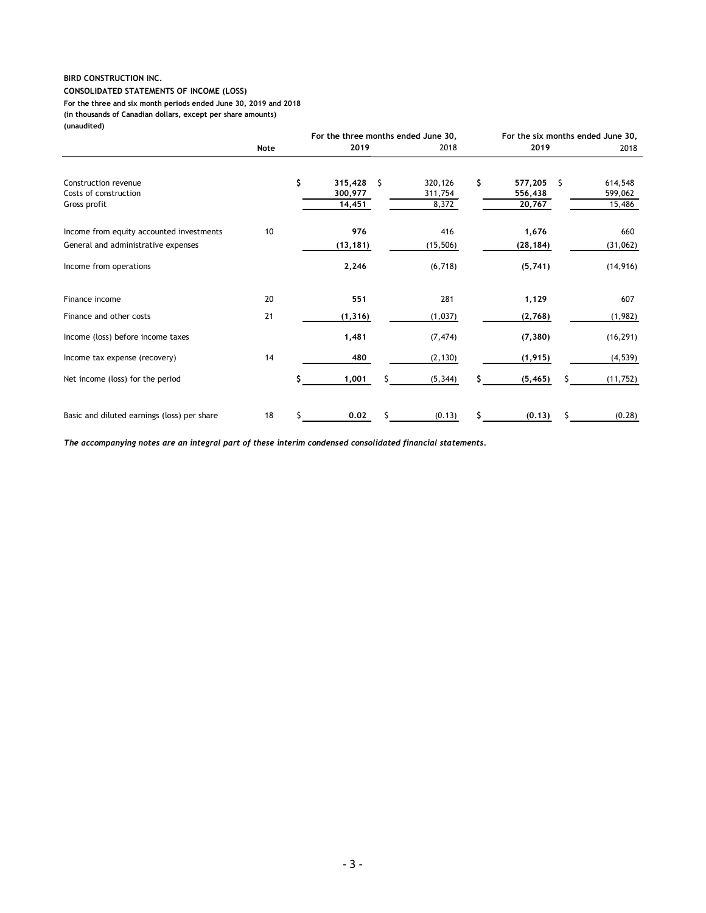**BIRD CONSTRUCTION INC.**

**CONSOLIDATED STATEMENTS OF INCOME (LOSS)**

**For the three and six month periods ended June 30, 2019 and 2018**

**(in thousands of Canadian dollars, except per share amounts)**

**(unaudited)**

| | Note | For the three months ended June 30, 2019 | 2018 | For the six months ended June 30, 2019 | 2018 |
|---|---|---|---|---|---|
| Construction revenue | | **$ 315,428** | $ 320,126 | **$ 577,205** | $ 614,548 |
| Costs of construction | | **300,977** | 311,754 | **556,438** | 599,062 |
| Gross profit | | **14,451** | 8,372 | **20,767** | 15,486 |
| Income from equity accounted investments | 10 | **976** | 416 | **1,676** | 660 |
| General and administrative expenses | | **(13,181)** | (15,506) | **(28,184)** | (31,062) |
| Income from operations | | **2,246** | (6,718) | **(5,741)** | (14,916) |
| Finance income | 20 | **551** | 281 | **1,129** | 607 |
| Finance and other costs | 21 | **(1,316)** | (1,037) | **(2,768)** | (1,982) |
| Income (loss) before income taxes | | **1,481** | (7,474) | **(7,380)** | (16,291) |
| Income tax expense (recovery) | 14 | **480** | (2,130) | **(1,915)** | (4,539) |
| Net income (loss) for the period | | **$ 1,001** | $ (5,344) | **$ (5,465)** | $ (11,752) |
| Basic and diluted earnings (loss) per share | 18 | **$ 0.02** | $ (0.13) | **$ (0.13)** | $ (0.28) |

***The accompanying notes are an integral part of these interim condensed consolidated financial statements.***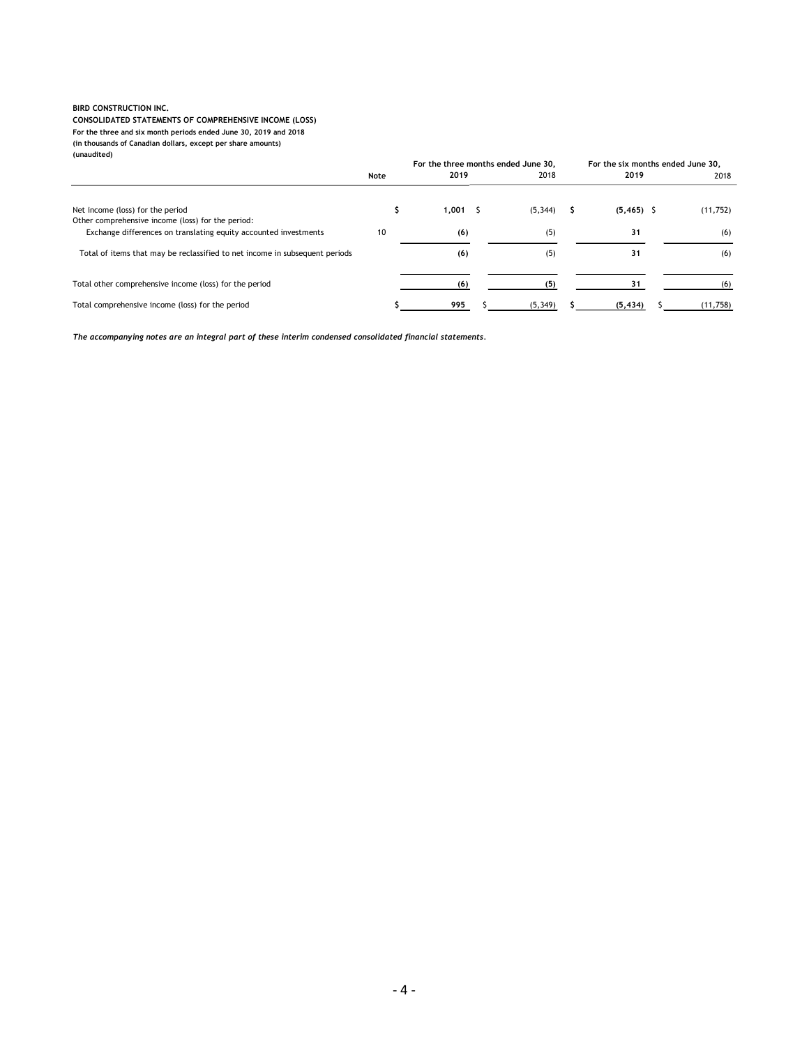**BIRD CONSTRUCTION INC.**
**CONSOLIDATED STATEMENTS OF COMPREHENSIVE INCOME (LOSS)**
**For the three and six month periods ended June 30, 2019 and 2018**
**(in thousands of Canadian dollars, except per share amounts)**
**(unaudited)**

| | Note | For the three months ended June 30, 2019 | For the three months ended June 30, 2018 | For the six months ended June 30, 2019 | For the six months ended June 30, 2018 |
|---|---|---|---|---|---|
| Net income (loss) for the period | | $ **1,001** | $ (5,344) | $ **(5,465)** | $ (11,752) |
| Other comprehensive income (loss) for the period: | | | | | |
| Exchange differences on translating equity accounted investments | 10 | **(6)** | (5) | **31** | (6) |
| Total of items that may be reclassified to net income in subsequent periods | | **(6)** | (5) | **31** | (6) |
| Total other comprehensive income (loss) for the period | | **(6)** | (5) | **31** | (6) |
| Total comprehensive income (loss) for the period | | $ **995** | $ (5,349) | $ **(5,434)** | $ (11,758) |

***The accompanying notes are an integral part of these interim condensed consolidated financial statements.***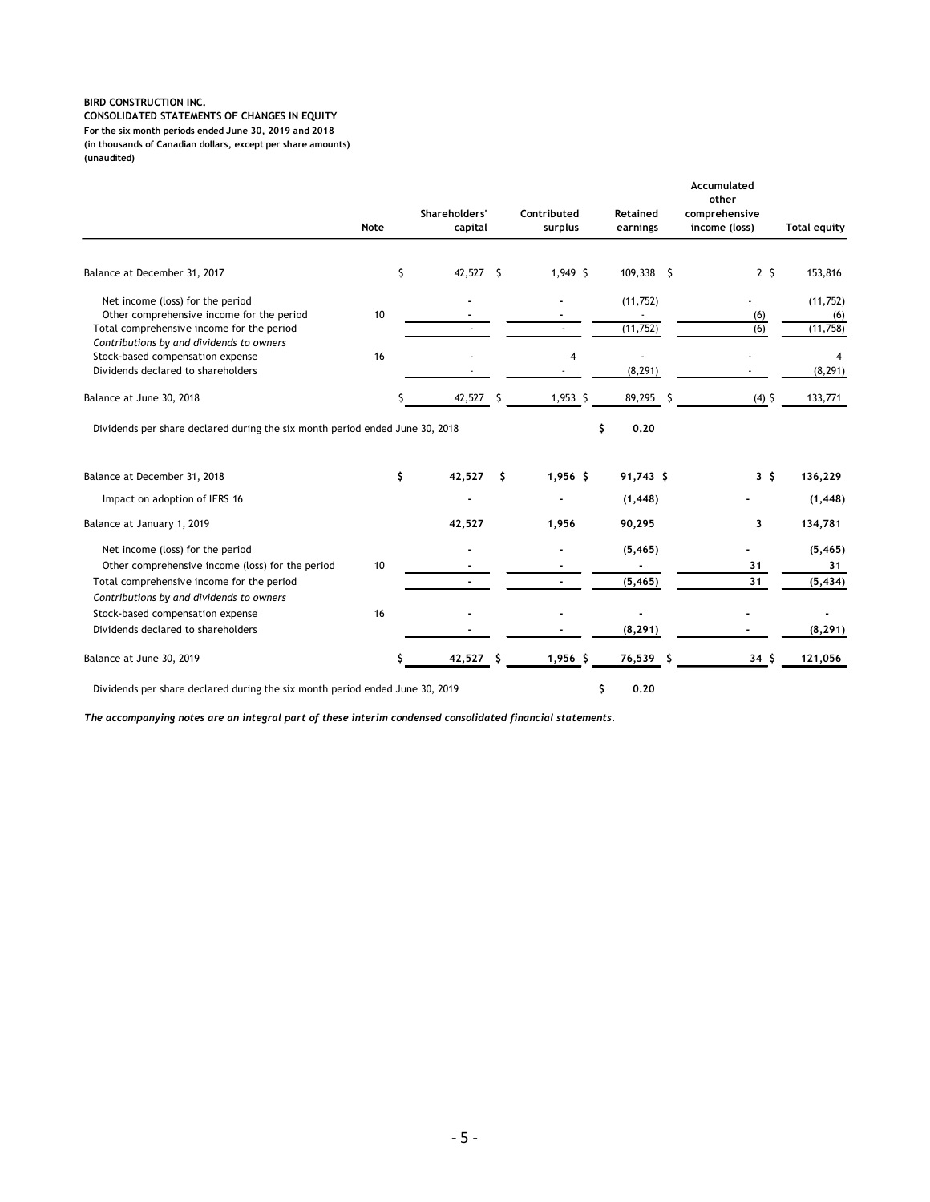**BIRD CONSTRUCTION INC.**
**CONSOLIDATED STATEMENTS OF CHANGES IN EQUITY**
**For the six month periods ended June 30, 2019 and 2018**
**(in thousands of Canadian dollars, except per share amounts)**
**(unaudited)**

| | Note | Shareholders' capital | Contributed surplus | Retained earnings | Accumulated other comprehensive income (loss) | Total equity |
|---|---|---|---|---|---|---|
| Balance at December 31, 2017 | | $ 42,527 | $ 1,949 | $ 109,338 | $ 2 | $ 153,816 |
| Net income (loss) for the period | | - | - | (11,752) | - | (11,752) |
| Other comprehensive income for the period | 10 | - | - | - | (6) | (6) |
| Total comprehensive income for the period | | - | - | (11,752) | (6) | (11,758) |
| *Contributions by and dividends to owners* | | | | | | |
| Stock-based compensation expense | 16 | - | 4 | - | - | 4 |
| Dividends declared to shareholders | | - | - | (8,291) | - | (8,291) |
| Balance at June 30, 2018 | | $ 42,527 | $ 1,953 | $ 89,295 | $ (4) | $ 133,771 |
| Dividends per share declared during the six month period ended June 30, 2018 | | | | $ 0.20 | | |
| **Balance at December 31, 2018** | | **$ 42,527** | **$ 1,956** | **$ 91,743** | **$ 3** | **$ 136,229** |
| **Impact on adoption of IFRS 16** | | **-** | **-** | **(1,448)** | **-** | **(1,448)** |
| **Balance at January 1, 2019** | | **42,527** | **1,956** | **90,295** | **3** | **134,781** |
| **Net income (loss) for the period** | | **-** | **-** | **(5,465)** | **-** | **(5,465)** |
| **Other comprehensive income (loss) for the period** | 10 | **-** | **-** | **-** | **31** | **31** |
| **Total comprehensive income for the period** | | **-** | **-** | **(5,465)** | **31** | **(5,434)** |
| ***Contributions by and dividends to owners*** | | | | | | |
| **Stock-based compensation expense** | 16 | **-** | **-** | **-** | **-** | **-** |
| **Dividends declared to shareholders** | | **-** | **-** | **(8,291)** | **-** | **(8,291)** |
| **Balance at June 30, 2019** | | **$ 42,527** | **$ 1,956** | **$ 76,539** | **$ 34** | **$ 121,056** |
| **Dividends per share declared during the six month period ended June 30, 2019** | | | | **$ 0.20** | | |

***The accompanying notes are an integral part of these interim condensed consolidated financial statements.***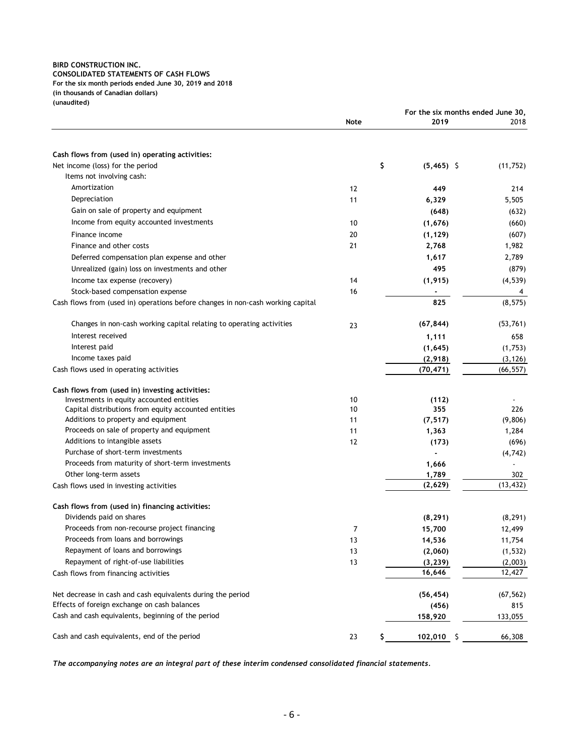**BIRD CONSTRUCTION INC.**
**CONSOLIDATED STATEMENTS OF CASH FLOWS**
**For the six month periods ended June 30, 2019 and 2018**
**(in thousands of Canadian dollars)**
**(unaudited)**

| | Note | For the six months ended June 30, 2019 | 2018 |
|---|---|---|---|
| **Cash flows from (used in) operating activities:** | | | |
| Net income (loss) for the period | | **$ (5,465)** | $ (11,752) |
| Items not involving cash: | | | |
| Amortization | 12 | **449** | 214 |
| Depreciation | 11 | **6,329** | 5,505 |
| Gain on sale of property and equipment | | **(648)** | (632) |
| Income from equity accounted investments | 10 | **(1,676)** | (660) |
| Finance income | 20 | **(1,129)** | (607) |
| Finance and other costs | 21 | **2,768** | 1,982 |
| Deferred compensation plan expense and other | | **1,617** | 2,789 |
| Unrealized (gain) loss on investments and other | | **495** | (879) |
| Income tax expense (recovery) | 14 | **(1,915)** | (4,539) |
| Stock-based compensation expense | 16 | **-** | 4 |
| Cash flows from (used in) operations before changes in non-cash working capital | | **825** | (8,575) |
| Changes in non-cash working capital relating to operating activities | 23 | **(67,844)** | (53,761) |
| Interest received | | **1,111** | 658 |
| Interest paid | | **(1,645)** | (1,753) |
| Income taxes paid | | **(2,918)** | (3,126) |
| Cash flows used in operating activities | | **(70,471)** | (66,557) |
| **Cash flows from (used in) investing activities:** | | | |
| Investments in equity accounted entities | 10 | **(112)** | - |
| Capital distributions from equity accounted entities | 10 | **355** | 226 |
| Additions to property and equipment | 11 | **(7,517)** | (9,806) |
| Proceeds on sale of property and equipment | 11 | **1,363** | 1,284 |
| Additions to intangible assets | 12 | **(173)** | (696) |
| Purchase of short-term investments | | **-** | (4,742) |
| Proceeds from maturity of short-term investments | | **1,666** | - |
| Other long-term assets | | **1,789** | 302 |
| Cash flows used in investing activities | | **(2,629)** | (13,432) |
| **Cash flows from (used in) financing activities:** | | | |
| Dividends paid on shares | | **(8,291)** | (8,291) |
| Proceeds from non-recourse project financing | 7 | **15,700** | 12,499 |
| Proceeds from loans and borrowings | 13 | **14,536** | 11,754 |
| Repayment of loans and borrowings | 13 | **(2,060)** | (1,532) |
| Repayment of right-of-use liabilities | 13 | **(3,239)** | (2,003) |
| Cash flows from financing activities | | **16,646** | 12,427 |
| Net decrease in cash and cash equivalents during the period | | **(56,454)** | (67,562) |
| Effects of foreign exchange on cash balances | | **(456)** | 815 |
| Cash and cash equivalents, beginning of the period | | **158,920** | 133,055 |
| Cash and cash equivalents, end of the period | 23 | **$ 102,010** | $ 66,308 |

***The accompanying notes are an integral part of these interim condensed consolidated financial statements.***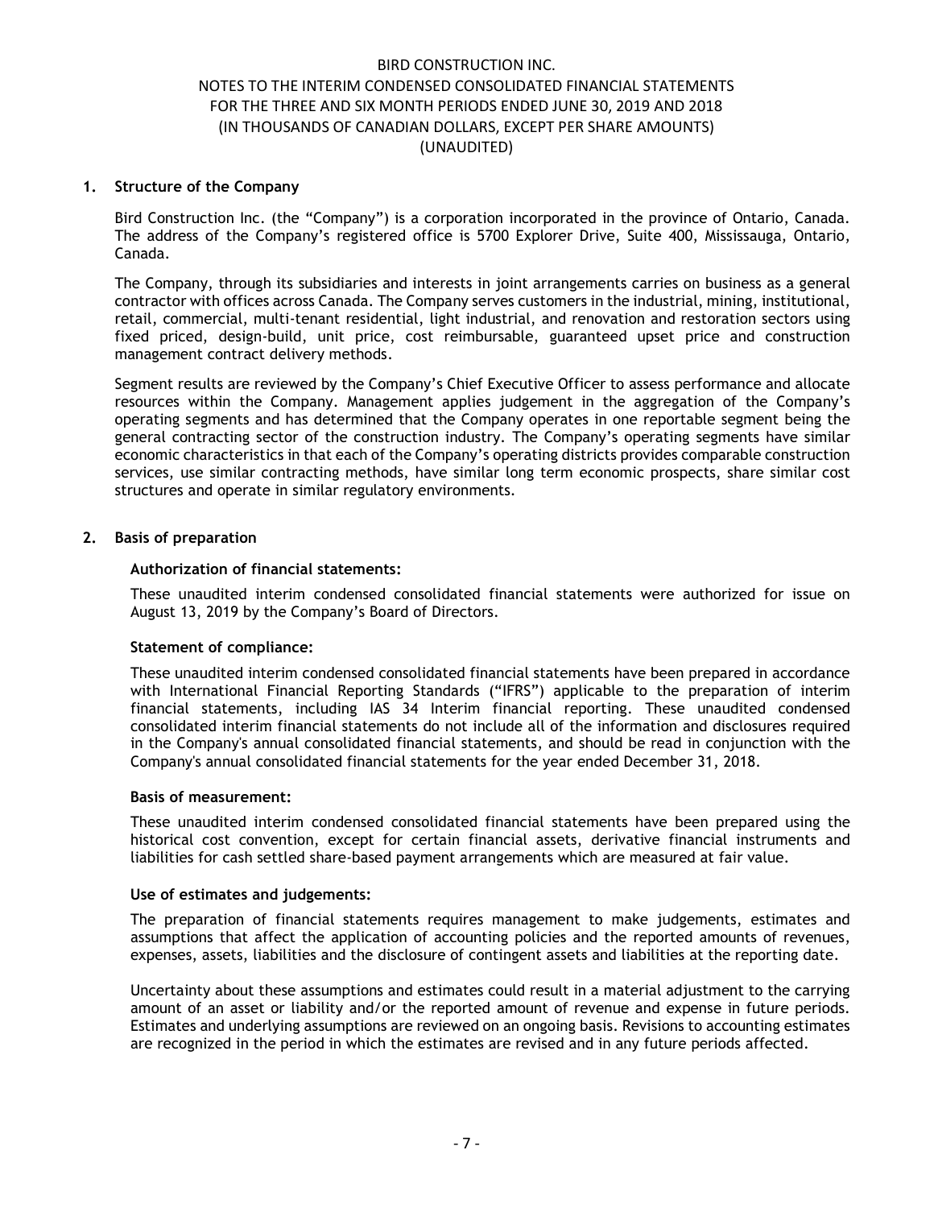BIRD CONSTRUCTION INC.

NOTES TO THE INTERIM CONDENSED CONSOLIDATED FINANCIAL STATEMENTS
FOR THE THREE AND SIX MONTH PERIODS ENDED JUNE 30, 2019 AND 2018
(IN THOUSANDS OF CANADIAN DOLLARS, EXCEPT PER SHARE AMOUNTS)
(UNAUDITED)

## 1. Structure of the Company

Bird Construction Inc. (the "Company") is a corporation incorporated in the province of Ontario, Canada. The address of the Company's registered office is 5700 Explorer Drive, Suite 400, Mississauga, Ontario, Canada.

The Company, through its subsidiaries and interests in joint arrangements carries on business as a general contractor with offices across Canada. The Company serves customers in the industrial, mining, institutional, retail, commercial, multi-tenant residential, light industrial, and renovation and restoration sectors using fixed priced, design-build, unit price, cost reimbursable, guaranteed upset price and construction management contract delivery methods.

Segment results are reviewed by the Company's Chief Executive Officer to assess performance and allocate resources within the Company. Management applies judgement in the aggregation of the Company's operating segments and has determined that the Company operates in one reportable segment being the general contracting sector of the construction industry. The Company's operating segments have similar economic characteristics in that each of the Company's operating districts provides comparable construction services, use similar contracting methods, have similar long term economic prospects, share similar cost structures and operate in similar regulatory environments.

## 2. Basis of preparation

### Authorization of financial statements:

These unaudited interim condensed consolidated financial statements were authorized for issue on August 13, 2019 by the Company's Board of Directors.

### Statement of compliance:

These unaudited interim condensed consolidated financial statements have been prepared in accordance with International Financial Reporting Standards ("IFRS") applicable to the preparation of interim financial statements, including IAS 34 Interim financial reporting. These unaudited condensed consolidated interim financial statements do not include all of the information and disclosures required in the Company's annual consolidated financial statements, and should be read in conjunction with the Company's annual consolidated financial statements for the year ended December 31, 2018.

### Basis of measurement:

These unaudited interim condensed consolidated financial statements have been prepared using the historical cost convention, except for certain financial assets, derivative financial instruments and liabilities for cash settled share-based payment arrangements which are measured at fair value.

### Use of estimates and judgements:

The preparation of financial statements requires management to make judgements, estimates and assumptions that affect the application of accounting policies and the reported amounts of revenues, expenses, assets, liabilities and the disclosure of contingent assets and liabilities at the reporting date.

Uncertainty about these assumptions and estimates could result in a material adjustment to the carrying amount of an asset or liability and/or the reported amount of revenue and expense in future periods. Estimates and underlying assumptions are reviewed on an ongoing basis. Revisions to accounting estimates are recognized in the period in which the estimates are revised and in any future periods affected.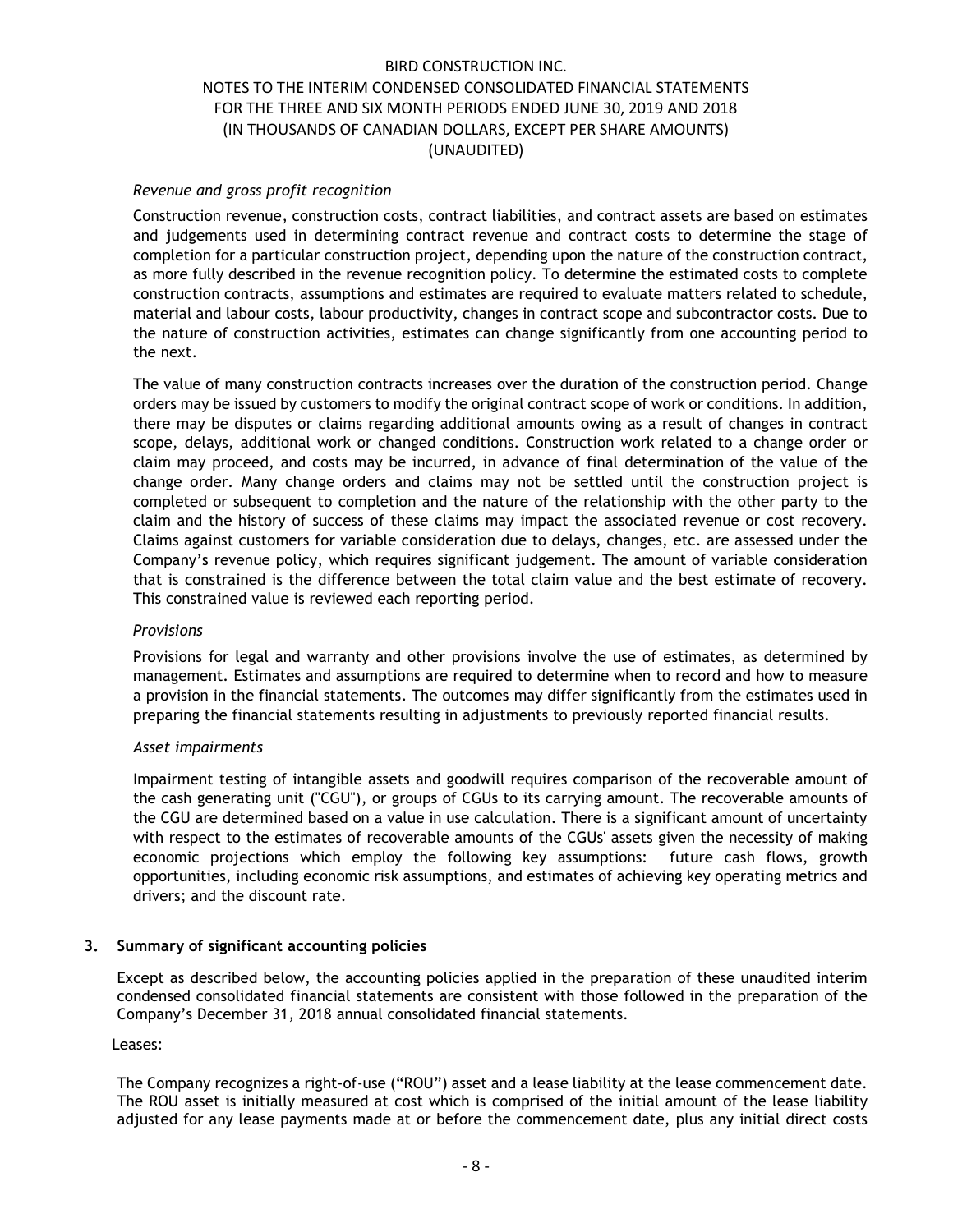*Revenue and gross profit recognition*

Construction revenue, construction costs, contract liabilities, and contract assets are based on estimates and judgements used in determining contract revenue and contract costs to determine the stage of completion for a particular construction project, depending upon the nature of the construction contract, as more fully described in the revenue recognition policy. To determine the estimated costs to complete construction contracts, assumptions and estimates are required to evaluate matters related to schedule, material and labour costs, labour productivity, changes in contract scope and subcontractor costs. Due to the nature of construction activities, estimates can change significantly from one accounting period to the next.

The value of many construction contracts increases over the duration of the construction period. Change orders may be issued by customers to modify the original contract scope of work or conditions. In addition, there may be disputes or claims regarding additional amounts owing as a result of changes in contract scope, delays, additional work or changed conditions. Construction work related to a change order or claim may proceed, and costs may be incurred, in advance of final determination of the value of the change order. Many change orders and claims may not be settled until the construction project is completed or subsequent to completion and the nature of the relationship with the other party to the claim and the history of success of these claims may impact the associated revenue or cost recovery. Claims against customers for variable consideration due to delays, changes, etc. are assessed under the Company's revenue policy, which requires significant judgement. The amount of variable consideration that is constrained is the difference between the total claim value and the best estimate of recovery. This constrained value is reviewed each reporting period.

*Provisions*

Provisions for legal and warranty and other provisions involve the use of estimates, as determined by management. Estimates and assumptions are required to determine when to record and how to measure a provision in the financial statements. The outcomes may differ significantly from the estimates used in preparing the financial statements resulting in adjustments to previously reported financial results.

*Asset impairments*

Impairment testing of intangible assets and goodwill requires comparison of the recoverable amount of the cash generating unit ("CGU"), or groups of CGUs to its carrying amount. The recoverable amounts of the CGU are determined based on a value in use calculation. There is a significant amount of uncertainty with respect to the estimates of recoverable amounts of the CGUs' assets given the necessity of making economic projections which employ the following key assumptions: future cash flows, growth opportunities, including economic risk assumptions, and estimates of achieving key operating metrics and drivers; and the discount rate.

## 3. Summary of significant accounting policies

Except as described below, the accounting policies applied in the preparation of these unaudited interim condensed consolidated financial statements are consistent with those followed in the preparation of the Company's December 31, 2018 annual consolidated financial statements.

Leases:

The Company recognizes a right-of-use ("ROU") asset and a lease liability at the lease commencement date. The ROU asset is initially measured at cost which is comprised of the initial amount of the lease liability adjusted for any lease payments made at or before the commencement date, plus any initial direct costs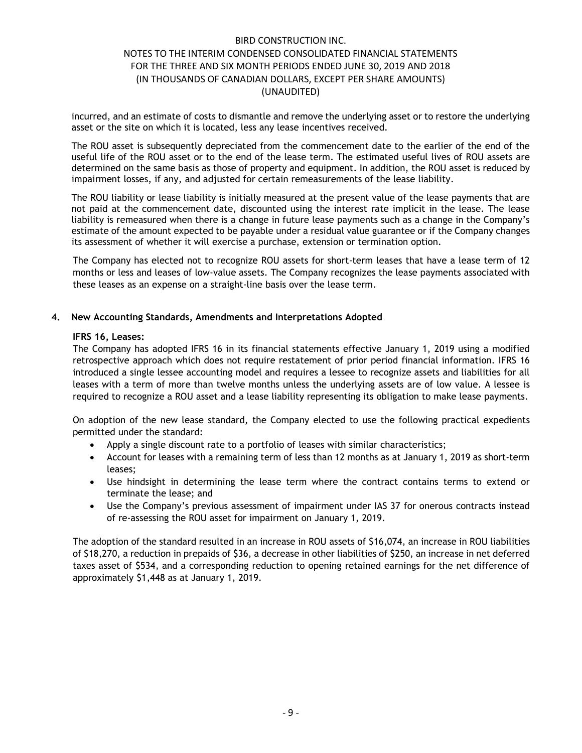incurred, and an estimate of costs to dismantle and remove the underlying asset or to restore the underlying asset or the site on which it is located, less any lease incentives received.

The ROU asset is subsequently depreciated from the commencement date to the earlier of the end of the useful life of the ROU asset or to the end of the lease term. The estimated useful lives of ROU assets are determined on the same basis as those of property and equipment. In addition, the ROU asset is reduced by impairment losses, if any, and adjusted for certain remeasurements of the lease liability.

The ROU liability or lease liability is initially measured at the present value of the lease payments that are not paid at the commencement date, discounted using the interest rate implicit in the lease. The lease liability is remeasured when there is a change in future lease payments such as a change in the Company's estimate of the amount expected to be payable under a residual value guarantee or if the Company changes its assessment of whether it will exercise a purchase, extension or termination option.

The Company has elected not to recognize ROU assets for short-term leases that have a lease term of 12 months or less and leases of low-value assets. The Company recognizes the lease payments associated with these leases as an expense on a straight-line basis over the lease term.

## 4. New Accounting Standards, Amendments and Interpretations Adopted

**IFRS 16, Leases:**

The Company has adopted IFRS 16 in its financial statements effective January 1, 2019 using a modified retrospective approach which does not require restatement of prior period financial information. IFRS 16 introduced a single lessee accounting model and requires a lessee to recognize assets and liabilities for all leases with a term of more than twelve months unless the underlying assets are of low value. A lessee is required to recognize a ROU asset and a lease liability representing its obligation to make lease payments.

On adoption of the new lease standard, the Company elected to use the following practical expedients permitted under the standard:

- Apply a single discount rate to a portfolio of leases with similar characteristics;
- Account for leases with a remaining term of less than 12 months as at January 1, 2019 as short-term leases;
- Use hindsight in determining the lease term where the contract contains terms to extend or terminate the lease; and
- Use the Company's previous assessment of impairment under IAS 37 for onerous contracts instead of re-assessing the ROU asset for impairment on January 1, 2019.

The adoption of the standard resulted in an increase in ROU assets of $16,074, an increase in ROU liabilities of $18,270, a reduction in prepaids of $36, a decrease in other liabilities of $250, an increase in net deferred taxes asset of $534, and a corresponding reduction to opening retained earnings for the net difference of approximately $1,448 as at January 1, 2019.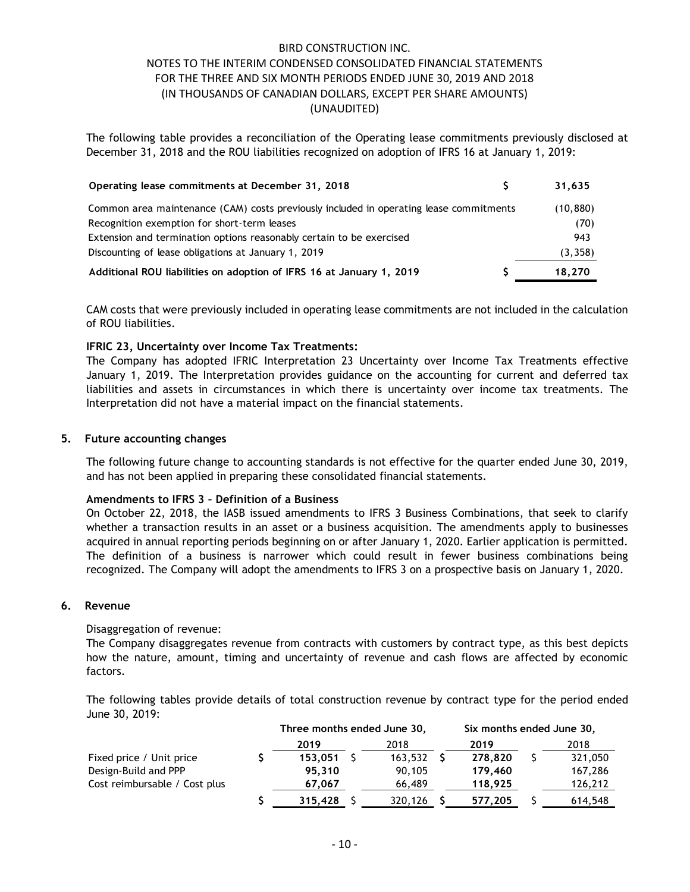The following table provides a reconciliation of the Operating lease commitments previously disclosed at December 31, 2018 and the ROU liabilities recognized on adoption of IFRS 16 at January 1, 2019:

| | | |
|---|---|---|
| **Operating lease commitments at December 31, 2018** | **$** | **31,635** |
| Common area maintenance (CAM) costs previously included in operating lease commitments | | (10,880) |
| Recognition exemption for short-term leases | | (70) |
| Extension and termination options reasonably certain to be exercised | | 943 |
| Discounting of lease obligations at January 1, 2019 | | (3,358) |
| **Additional ROU liabilities on adoption of IFRS 16 at January 1, 2019** | **$** | **18,270** |

CAM costs that were previously included in operating lease commitments are not included in the calculation of ROU liabilities.

**IFRIC 23, Uncertainty over Income Tax Treatments:**

The Company has adopted IFRIC Interpretation 23 Uncertainty over Income Tax Treatments effective January 1, 2019. The Interpretation provides guidance on the accounting for current and deferred tax liabilities and assets in circumstances in which there is uncertainty over income tax treatments. The Interpretation did not have a material impact on the financial statements.

## 5. Future accounting changes

The following future change to accounting standards is not effective for the quarter ended June 30, 2019, and has not been applied in preparing these consolidated financial statements.

**Amendments to IFRS 3 – Definition of a Business**

On October 22, 2018, the IASB issued amendments to IFRS 3 Business Combinations, that seek to clarify whether a transaction results in an asset or a business acquisition. The amendments apply to businesses acquired in annual reporting periods beginning on or after January 1, 2020. Earlier application is permitted. The definition of a business is narrower which could result in fewer business combinations being recognized. The Company will adopt the amendments to IFRS 3 on a prospective basis on January 1, 2020.

## 6. Revenue

Disaggregation of revenue:

The Company disaggregates revenue from contracts with customers by contract type, as this best depicts how the nature, amount, timing and uncertainty of revenue and cash flows are affected by economic factors.

The following tables provide details of total construction revenue by contract type for the period ended June 30, 2019:

| | Three months ended June 30, | | Six months ended June 30, | |
|---|---|---|---|---|
| | **2019** | 2018 | **2019** | 2018 |
| Fixed price / Unit price | **$ 153,051** | $ 163,532 | **$ 278,820** | $ 321,050 |
| Design-Build and PPP | **95,310** | 90,105 | **179,460** | 167,286 |
| Cost reimbursable / Cost plus | **67,067** | 66,489 | **118,925** | 126,212 |
| | **$ 315,428** | $ 320,126 | **$ 577,205** | $ 614,548 |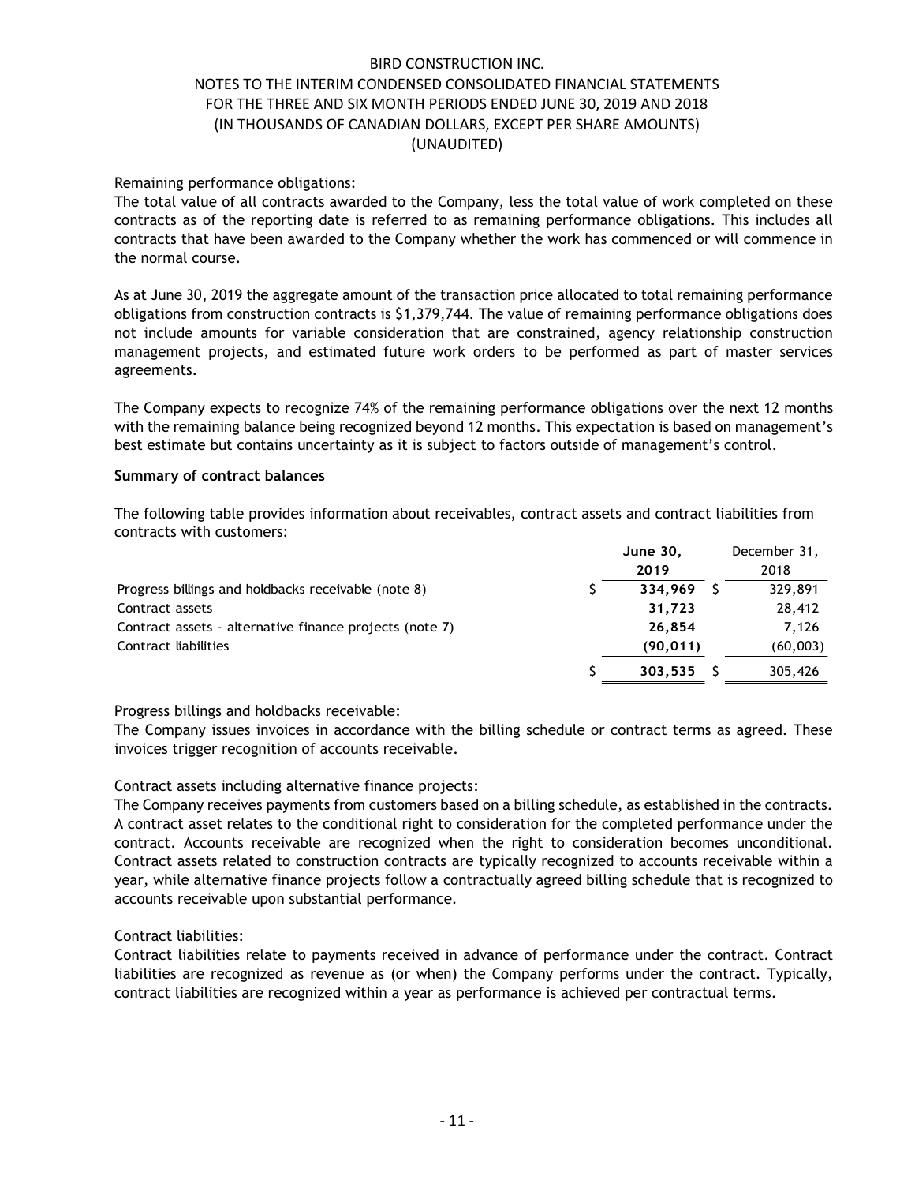Remaining performance obligations:
The total value of all contracts awarded to the Company, less the total value of work completed on these contracts as of the reporting date is referred to as remaining performance obligations. This includes all contracts that have been awarded to the Company whether the work has commenced or will commence in the normal course.

As at June 30, 2019 the aggregate amount of the transaction price allocated to total remaining performance obligations from construction contracts is $1,379,744. The value of remaining performance obligations does not include amounts for variable consideration that are constrained, agency relationship construction management projects, and estimated future work orders to be performed as part of master services agreements.

The Company expects to recognize 74% of the remaining performance obligations over the next 12 months with the remaining balance being recognized beyond 12 months. This expectation is based on management's best estimate but contains uncertainty as it is subject to factors outside of management's control.

**Summary of contract balances**

The following table provides information about receivables, contract assets and contract liabilities from contracts with customers:

| | **June 30, 2019** | December 31, 2018 |
|---|---|---|
| Progress billings and holdbacks receivable (note 8) | $ **334,969** | $ 329,891 |
| Contract assets | **31,723** | 28,412 |
| Contract assets - alternative finance projects (note 7) | **26,854** | 7,126 |
| Contract liabilities | **(90,011)** | (60,003) |
| | $ **303,535** | $ 305,426 |

Progress billings and holdbacks receivable:
The Company issues invoices in accordance with the billing schedule or contract terms as agreed. These invoices trigger recognition of accounts receivable.

Contract assets including alternative finance projects:
The Company receives payments from customers based on a billing schedule, as established in the contracts. A contract asset relates to the conditional right to consideration for the completed performance under the contract. Accounts receivable are recognized when the right to consideration becomes unconditional. Contract assets related to construction contracts are typically recognized to accounts receivable within a year, while alternative finance projects follow a contractually agreed billing schedule that is recognized to accounts receivable upon substantial performance.

Contract liabilities:
Contract liabilities relate to payments received in advance of performance under the contract. Contract liabilities are recognized as revenue as (or when) the Company performs under the contract. Typically, contract liabilities are recognized within a year as performance is achieved per contractual terms.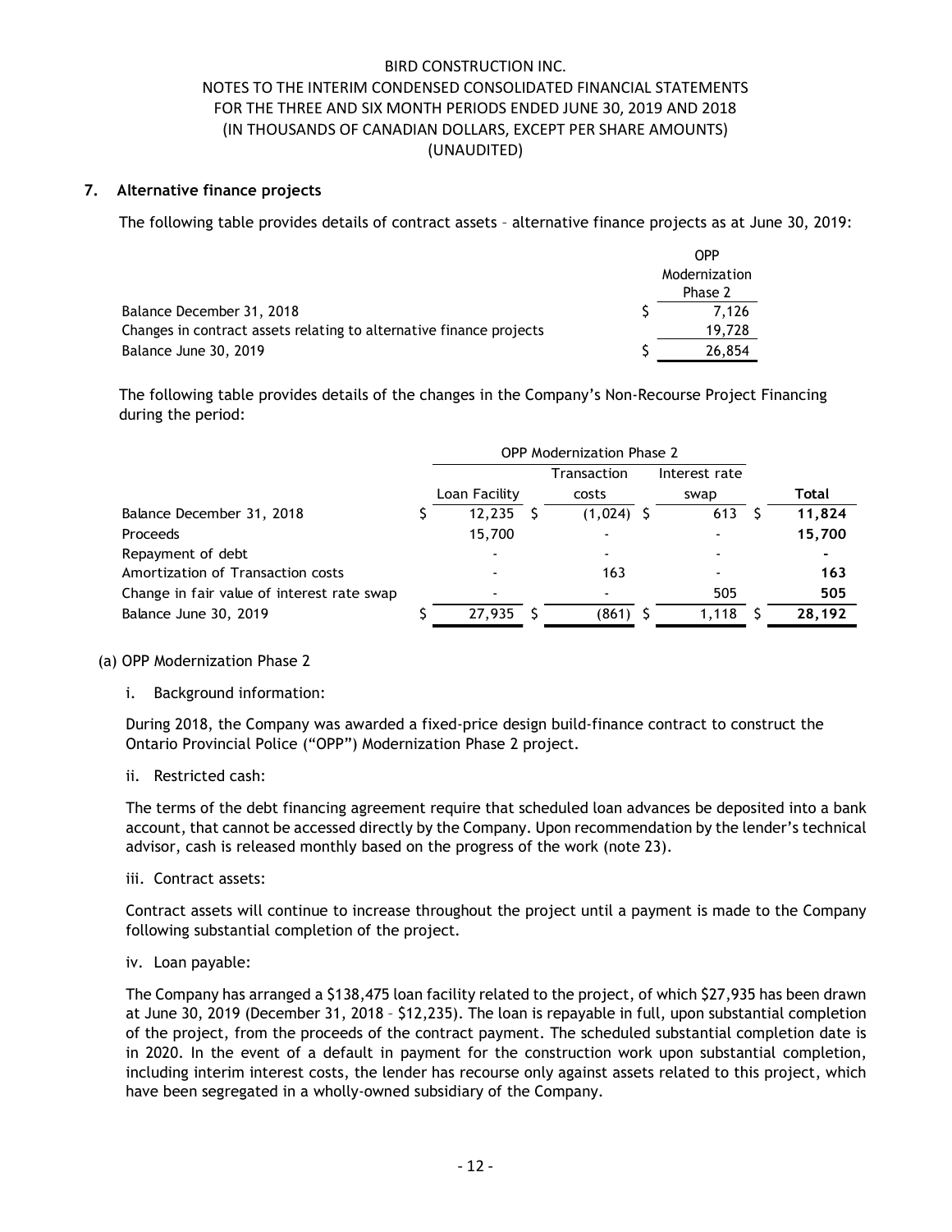## 7. Alternative finance projects

The following table provides details of contract assets – alternative finance projects as at June 30, 2019:

| | OPP Modernization Phase 2 |
|---|---|
| Balance December 31, 2018 | $ 7,126 |
| Changes in contract assets relating to alternative finance projects | 19,728 |
| Balance June 30, 2019 | $ 26,854 |

The following table provides details of the changes in the Company's Non-Recourse Project Financing during the period:

| | OPP Modernization Phase 2 | | | |
|---|---|---|---|---|
| | Loan Facility | Transaction costs | Interest rate swap | **Total** |
| Balance December 31, 2018 | $ 12,235 | $ (1,024) | $ 613 | $ **11,824** |
| Proceeds | 15,700 | - | - | **15,700** |
| Repayment of debt | - | - | - | **-** |
| Amortization of Transaction costs | - | 163 | - | **163** |
| Change in fair value of interest rate swap | - | - | 505 | **505** |
| Balance June 30, 2019 | $ 27,935 | $ (861) | $ 1,118 | $ **28,192** |

(a) OPP Modernization Phase 2

i. Background information:

During 2018, the Company was awarded a fixed-price design build-finance contract to construct the Ontario Provincial Police ("OPP") Modernization Phase 2 project.

ii. Restricted cash:

The terms of the debt financing agreement require that scheduled loan advances be deposited into a bank account, that cannot be accessed directly by the Company. Upon recommendation by the lender's technical advisor, cash is released monthly based on the progress of the work (note 23).

iii. Contract assets:

Contract assets will continue to increase throughout the project until a payment is made to the Company following substantial completion of the project.

iv. Loan payable:

The Company has arranged a $138,475 loan facility related to the project, of which $27,935 has been drawn at June 30, 2019 (December 31, 2018 – $12,235). The loan is repayable in full, upon substantial completion of the project, from the proceeds of the contract payment. The scheduled substantial completion date is in 2020. In the event of a default in payment for the construction work upon substantial completion, including interim interest costs, the lender has recourse only against assets related to this project, which have been segregated in a wholly-owned subsidiary of the Company.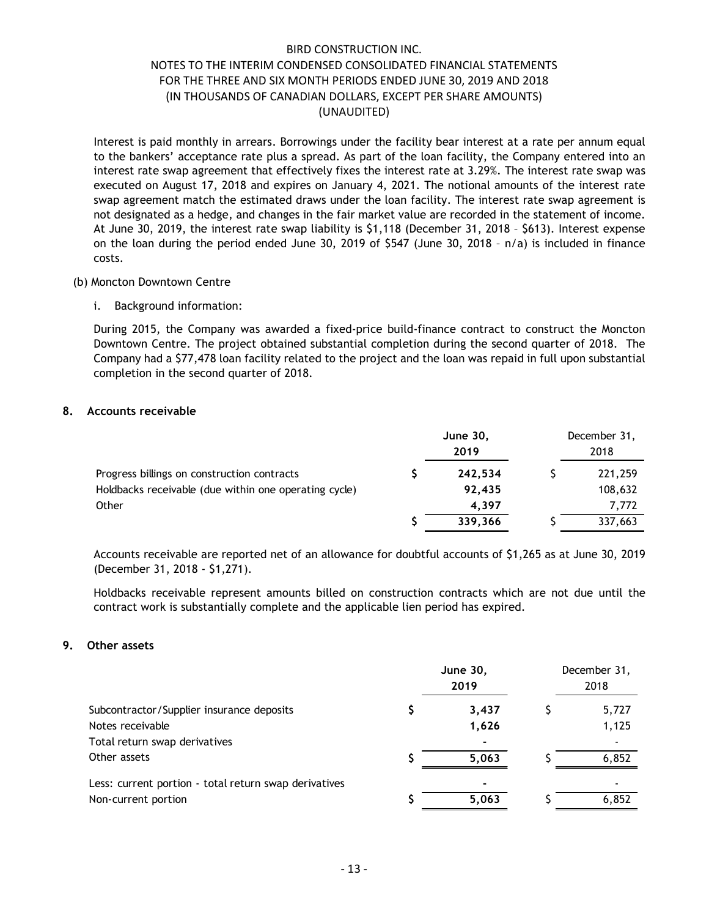Interest is paid monthly in arrears. Borrowings under the facility bear interest at a rate per annum equal to the bankers' acceptance rate plus a spread. As part of the loan facility, the Company entered into an interest rate swap agreement that effectively fixes the interest rate at 3.29%. The interest rate swap was executed on August 17, 2018 and expires on January 4, 2021. The notional amounts of the interest rate swap agreement match the estimated draws under the loan facility. The interest rate swap agreement is not designated as a hedge, and changes in the fair market value are recorded in the statement of income. At June 30, 2019, the interest rate swap liability is $1,118 (December 31, 2018 – $613). Interest expense on the loan during the period ended June 30, 2019 of $547 (June 30, 2018 – n/a) is included in finance costs.

(b) Moncton Downtown Centre

i. Background information:

During 2015, the Company was awarded a fixed-price build-finance contract to construct the Moncton Downtown Centre. The project obtained substantial completion during the second quarter of 2018. The Company had a $77,478 loan facility related to the project and the loan was repaid in full upon substantial completion in the second quarter of 2018.

## 8. Accounts receivable

| | **June 30, 2019** | December 31, 2018 |
|---|---|---|
| Progress billings on construction contracts | $ **242,534** | $ 221,259 |
| Holdbacks receivable (due within one operating cycle) | **92,435** | 108,632 |
| Other | **4,397** | 7,772 |
| | $ **339,366** | $ 337,663 |

Accounts receivable are reported net of an allowance for doubtful accounts of $1,265 as at June 30, 2019 (December 31, 2018 - $1,271).

Holdbacks receivable represent amounts billed on construction contracts which are not due until the contract work is substantially complete and the applicable lien period has expired.

## 9. Other assets

| | **June 30, 2019** | December 31, 2018 |
|---|---|---|
| Subcontractor/Supplier insurance deposits | $ **3,437** | $ 5,727 |
| Notes receivable | **1,626** | 1,125 |
| Total return swap derivatives | **-** | - |
| Other assets | $ **5,063** | $ 6,852 |
| Less: current portion - total return swap derivatives | **-** | - |
| Non-current portion | $ **5,063** | $ 6,852 |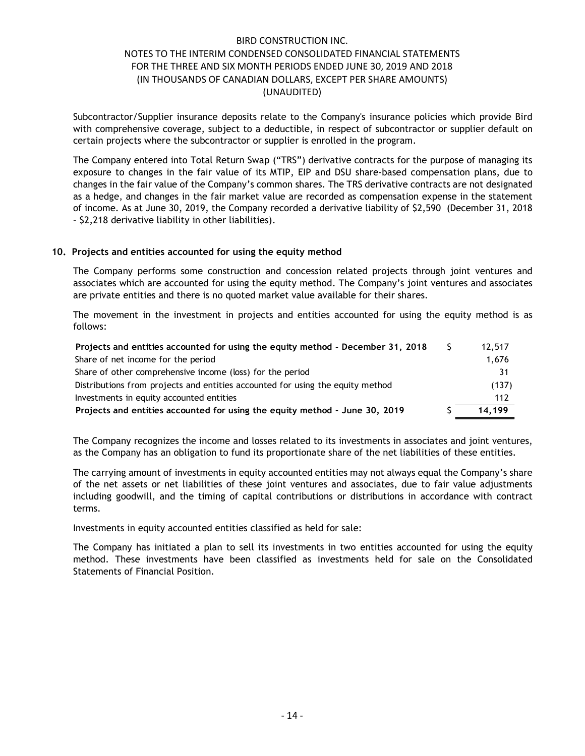Subcontractor/Supplier insurance deposits relate to the Company's insurance policies which provide Bird with comprehensive coverage, subject to a deductible, in respect of subcontractor or supplier default on certain projects where the subcontractor or supplier is enrolled in the program.

The Company entered into Total Return Swap ("TRS") derivative contracts for the purpose of managing its exposure to changes in the fair value of its MTIP, EIP and DSU share-based compensation plans, due to changes in the fair value of the Company's common shares. The TRS derivative contracts are not designated as a hedge, and changes in the fair market value are recorded as compensation expense in the statement of income. As at June 30, 2019, the Company recorded a derivative liability of $2,590 (December 31, 2018 – $2,218 derivative liability in other liabilities).

## 10. Projects and entities accounted for using the equity method

The Company performs some construction and concession related projects through joint ventures and associates which are accounted for using the equity method. The Company's joint ventures and associates are private entities and there is no quoted market value available for their shares.

The movement in the investment in projects and entities accounted for using the equity method is as follows:

| | | |
|---|---|---|
| **Projects and entities accounted for using the equity method - December 31, 2018** | $ | 12,517 |
| Share of net income for the period | | 1,676 |
| Share of other comprehensive income (loss) for the period | | 31 |
| Distributions from projects and entities accounted for using the equity method | | (137) |
| Investments in equity accounted entities | | 112 |
| **Projects and entities accounted for using the equity method - June 30, 2019** | $ | **14,199** |

The Company recognizes the income and losses related to its investments in associates and joint ventures, as the Company has an obligation to fund its proportionate share of the net liabilities of these entities.

The carrying amount of investments in equity accounted entities may not always equal the Company's share of the net assets or net liabilities of these joint ventures and associates, due to fair value adjustments including goodwill, and the timing of capital contributions or distributions in accordance with contract terms.

Investments in equity accounted entities classified as held for sale:

The Company has initiated a plan to sell its investments in two entities accounted for using the equity method. These investments have been classified as investments held for sale on the Consolidated Statements of Financial Position.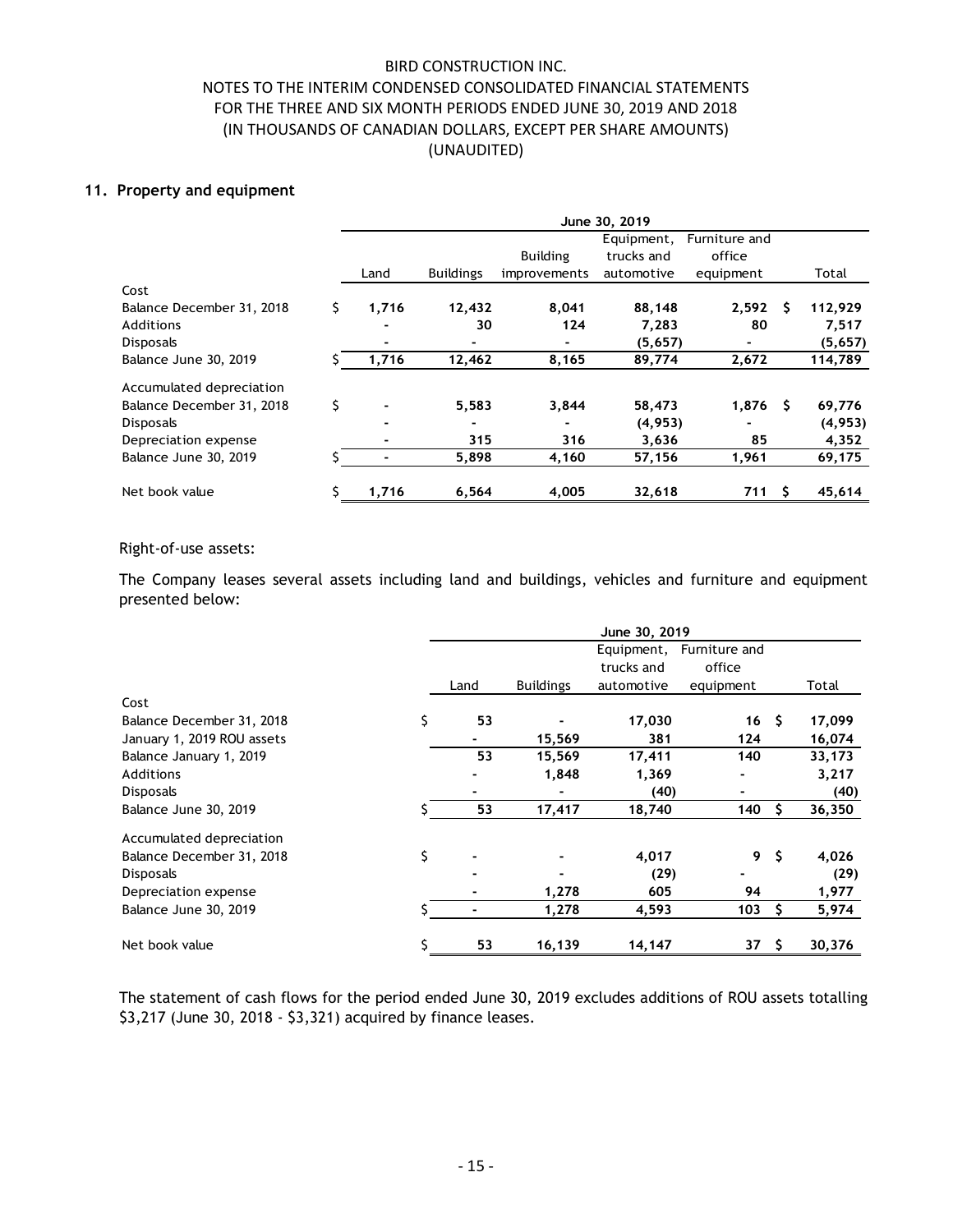## 11. Property and equipment

| | June 30, 2019 | | | | | |
|---|---|---|---|---|---|---|
| | Land | Buildings | Building improvements | Equipment, trucks and automotive | Furniture and office equipment | Total |
| **Cost** | | | | | | |
| Balance December 31, 2018 | $ 1,716 | 12,432 | 8,041 | 88,148 | 2,592 | $ 112,929 |
| Additions | - | 30 | 124 | 7,283 | 80 | 7,517 |
| Disposals | - | - | - | (5,657) | - | (5,657) |
| Balance June 30, 2019 | $ 1,716 | 12,462 | 8,165 | 89,774 | 2,672 | 114,789 |
| **Accumulated depreciation** | | | | | | |
| Balance December 31, 2018 | $ - | 5,583 | 3,844 | 58,473 | 1,876 | $ 69,776 |
| Disposals | - | - | - | (4,953) | - | (4,953) |
| Depreciation expense | - | 315 | 316 | 3,636 | 85 | 4,352 |
| Balance June 30, 2019 | $ - | 5,898 | 4,160 | 57,156 | 1,961 | 69,175 |
| Net book value | $ 1,716 | 6,564 | 4,005 | 32,618 | 711 | $ 45,614 |

Right-of-use assets:

The Company leases several assets including land and buildings, vehicles and furniture and equipment presented below:

| | June 30, 2019 | | | | |
|---|---|---|---|---|---|
| | Land | Buildings | Equipment, trucks and automotive | Furniture and office equipment | Total |
| **Cost** | | | | | |
| Balance December 31, 2018 | $ 53 | - | 17,030 | 16 | $ 17,099 |
| January 1, 2019 ROU assets | - | 15,569 | 381 | 124 | 16,074 |
| Balance January 1, 2019 | 53 | 15,569 | 17,411 | 140 | 33,173 |
| Additions | - | 1,848 | 1,369 | - | 3,217 |
| Disposals | - | - | (40) | - | (40) |
| Balance June 30, 2019 | $ 53 | 17,417 | 18,740 | 140 | $ 36,350 |
| **Accumulated depreciation** | | | | | |
| Balance December 31, 2018 | $ - | - | 4,017 | 9 | $ 4,026 |
| Disposals | - | - | (29) | - | (29) |
| Depreciation expense | - | 1,278 | 605 | 94 | 1,977 |
| Balance June 30, 2019 | $ - | 1,278 | 4,593 | 103 | $ 5,974 |
| Net book value | $ 53 | 16,139 | 14,147 | 37 | $ 30,376 |

The statement of cash flows for the period ended June 30, 2019 excludes additions of ROU assets totalling $3,217 (June 30, 2018 - $3,321) acquired by finance leases.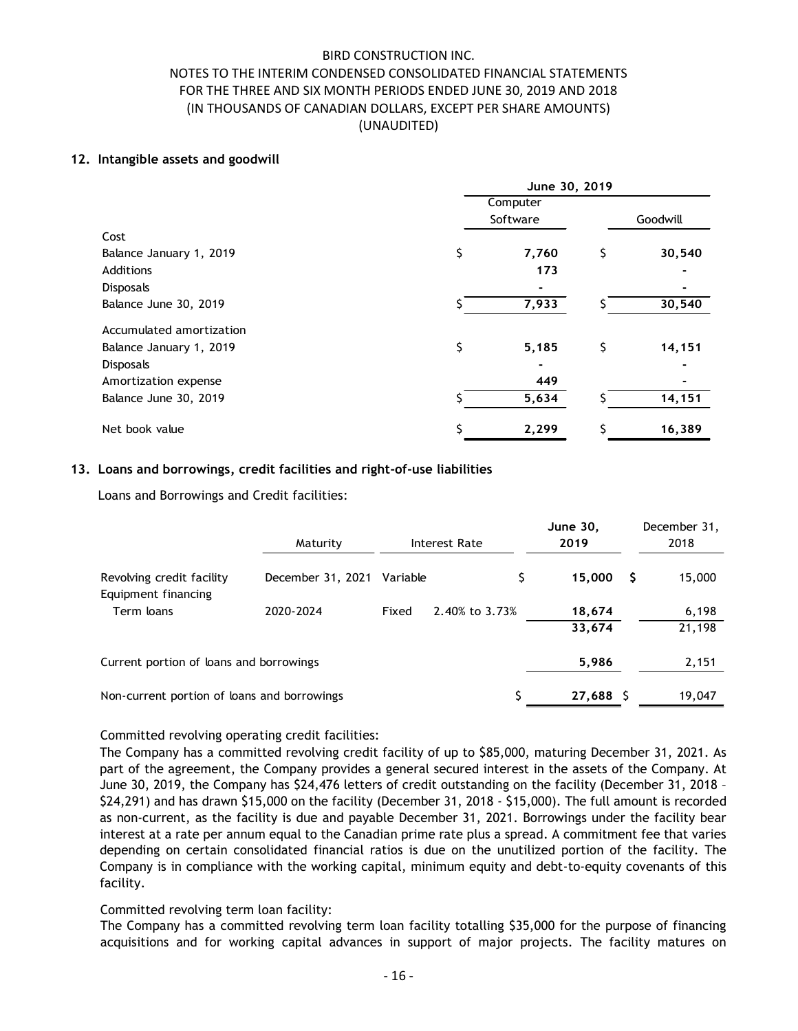BIRD CONSTRUCTION INC.
NOTES TO THE INTERIM CONDENSED CONSOLIDATED FINANCIAL STATEMENTS
FOR THE THREE AND SIX MONTH PERIODS ENDED JUNE 30, 2019 AND 2018
(IN THOUSANDS OF CANADIAN DOLLARS, EXCEPT PER SHARE AMOUNTS)
(UNAUDITED)

## 12. Intangible assets and goodwill

| | June 30, 2019 | |
|---|---|---|
| | Computer Software | Goodwill |
| **Cost** | | |
| Balance January 1, 2019 | $ 7,760 | $ 30,540 |
| Additions | 173 | - |
| Disposals | - | - |
| Balance June 30, 2019 | $ 7,933 | $ 30,540 |
| **Accumulated amortization** | | |
| Balance January 1, 2019 | $ 5,185 | $ 14,151 |
| Disposals | - | - |
| Amortization expense | 449 | - |
| Balance June 30, 2019 | $ 5,634 | $ 14,151 |
| Net book value | $ 2,299 | $ 16,389 |

## 13. Loans and borrowings, credit facilities and right-of-use liabilities

Loans and Borrowings and Credit facilities:

| | Maturity | Interest Rate | | June 30, 2019 | December 31, 2018 |
|---|---|---|---|---|---|
| Revolving credit facility | December 31, 2021 | Variable | | $ 15,000 | $ 15,000 |
| Equipment financing | | | | | |
| Term loans | 2020-2024 | Fixed | 2.40% to 3.73% | 18,674 | 6,198 |
| | | | | 33,674 | 21,198 |
| Current portion of loans and borrowings | | | | 5,986 | 2,151 |
| Non-current portion of loans and borrowings | | | | $ 27,688 | $ 19,047 |

Committed revolving operating credit facilities:
The Company has a committed revolving credit facility of up to $85,000, maturing December 31, 2021. As part of the agreement, the Company provides a general secured interest in the assets of the Company. At June 30, 2019, the Company has $24,476 letters of credit outstanding on the facility (December 31, 2018 – $24,291) and has drawn $15,000 on the facility (December 31, 2018 - $15,000). The full amount is recorded as non-current, as the facility is due and payable December 31, 2021. Borrowings under the facility bear interest at a rate per annum equal to the Canadian prime rate plus a spread. A commitment fee that varies depending on certain consolidated financial ratios is due on the unutilized portion of the facility. The Company is in compliance with the working capital, minimum equity and debt-to-equity covenants of this facility.

Committed revolving term loan facility:
The Company has a committed revolving term loan facility totalling $35,000 for the purpose of financing acquisitions and for working capital advances in support of major projects. The facility matures on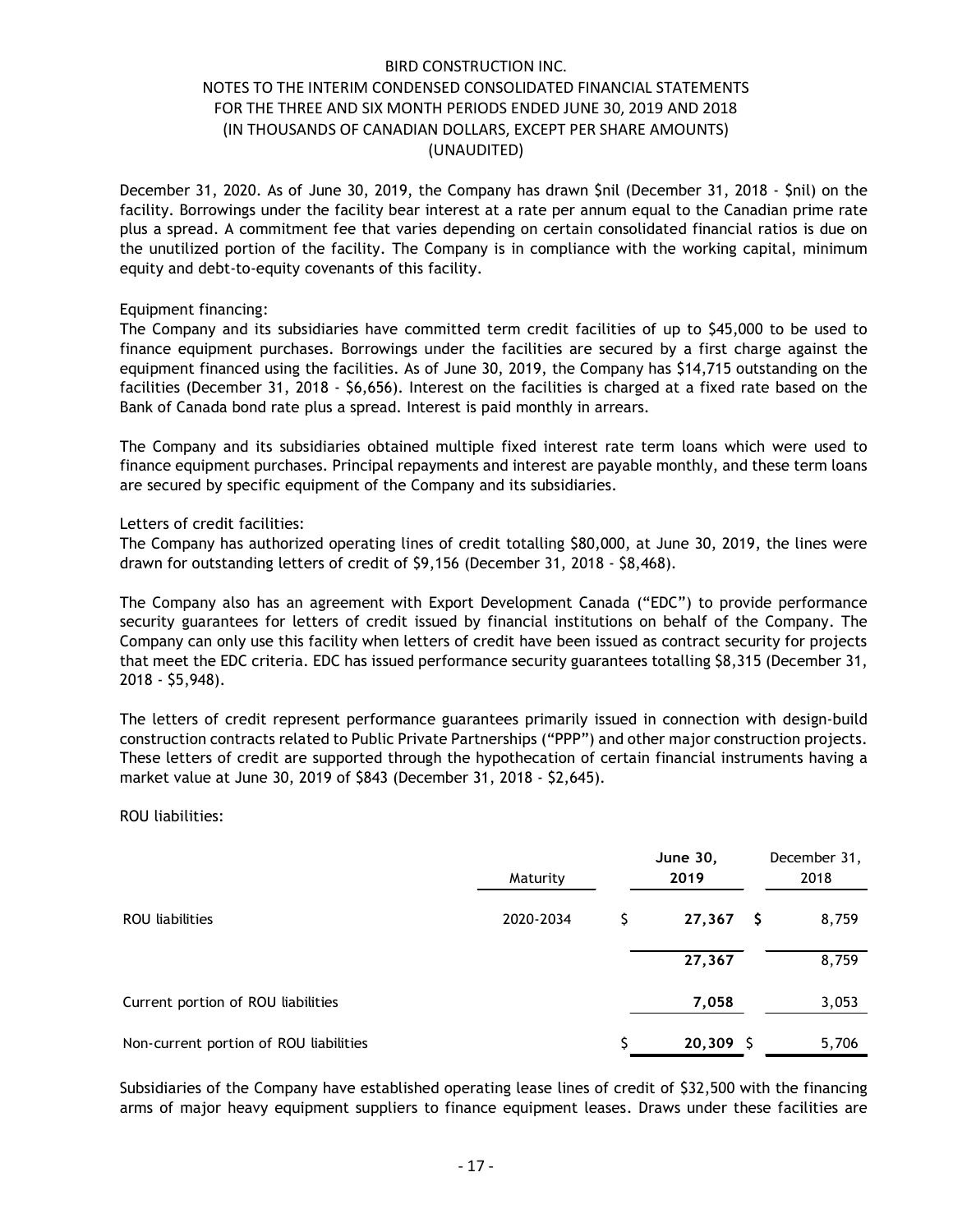December 31, 2020. As of June 30, 2019, the Company has drawn $nil (December 31, 2018 - $nil) on the facility. Borrowings under the facility bear interest at a rate per annum equal to the Canadian prime rate plus a spread. A commitment fee that varies depending on certain consolidated financial ratios is due on the unutilized portion of the facility. The Company is in compliance with the working capital, minimum equity and debt-to-equity covenants of this facility.

Equipment financing:
The Company and its subsidiaries have committed term credit facilities of up to $45,000 to be used to finance equipment purchases. Borrowings under the facilities are secured by a first charge against the equipment financed using the facilities. As of June 30, 2019, the Company has $14,715 outstanding on the facilities (December 31, 2018 - $6,656). Interest on the facilities is charged at a fixed rate based on the Bank of Canada bond rate plus a spread. Interest is paid monthly in arrears.

The Company and its subsidiaries obtained multiple fixed interest rate term loans which were used to finance equipment purchases. Principal repayments and interest are payable monthly, and these term loans are secured by specific equipment of the Company and its subsidiaries.

Letters of credit facilities:
The Company has authorized operating lines of credit totalling $80,000, at June 30, 2019, the lines were drawn for outstanding letters of credit of $9,156 (December 31, 2018 - $8,468).

The Company also has an agreement with Export Development Canada ("EDC") to provide performance security guarantees for letters of credit issued by financial institutions on behalf of the Company. The Company can only use this facility when letters of credit have been issued as contract security for projects that meet the EDC criteria. EDC has issued performance security guarantees totalling $8,315 (December 31, 2018 - $5,948).

The letters of credit represent performance guarantees primarily issued in connection with design-build construction contracts related to Public Private Partnerships ("PPP") and other major construction projects. These letters of credit are supported through the hypothecation of certain financial instruments having a market value at June 30, 2019 of $843 (December 31, 2018 - $2,645).

ROU liabilities:

| | Maturity | **June 30, 2019** | December 31, 2018 |
|---|---|---|---|
| ROU liabilities | 2020-2034 | $ **27,367** | $ 8,759 |
| | | **27,367** | 8,759 |
| Current portion of ROU liabilities | | **7,058** | 3,053 |
| Non-current portion of ROU liabilities | | $ **20,309** | $ 5,706 |

Subsidiaries of the Company have established operating lease lines of credit of $32,500 with the financing arms of major heavy equipment suppliers to finance equipment leases. Draws under these facilities are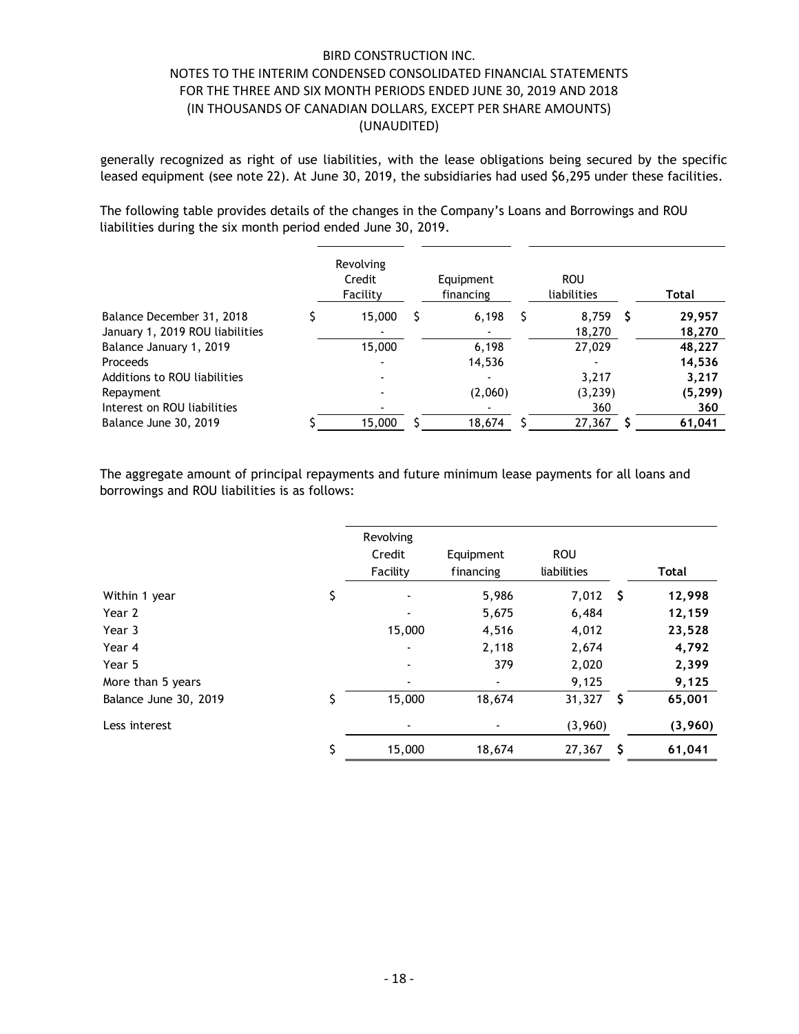generally recognized as right of use liabilities, with the lease obligations being secured by the specific leased equipment (see note 22). At June 30, 2019, the subsidiaries had used $6,295 under these facilities.

The following table provides details of the changes in the Company's Loans and Borrowings and ROU liabilities during the six month period ended June 30, 2019.

| | Revolving Credit Facility | Equipment financing | ROU liabilities | Total |
|---|---|---|---|---|
| Balance December 31, 2018 | $ 15,000 | $ 6,198 | $ 8,759 | $ **29,957** |
| January 1, 2019 ROU liabilities | - | - | 18,270 | **18,270** |
| Balance January 1, 2019 | 15,000 | 6,198 | 27,029 | **48,227** |
| Proceeds | - | 14,536 | - | **14,536** |
| Additions to ROU liabilities | - | - | 3,217 | **3,217** |
| Repayment | - | (2,060) | (3,239) | **(5,299)** |
| Interest on ROU liabilities | - | - | 360 | **360** |
| Balance June 30, 2019 | $ 15,000 | $ 18,674 | $ 27,367 | $ **61,041** |

The aggregate amount of principal repayments and future minimum lease payments for all loans and borrowings and ROU liabilities is as follows:

| | Revolving Credit Facility | Equipment financing | ROU liabilities | Total |
|---|---|---|---|---|
| Within 1 year | $ - | 5,986 | 7,012 | $ **12,998** |
| Year 2 | - | 5,675 | 6,484 | **12,159** |
| Year 3 | 15,000 | 4,516 | 4,012 | **23,528** |
| Year 4 | - | 2,118 | 2,674 | **4,792** |
| Year 5 | - | 379 | 2,020 | **2,399** |
| More than 5 years | - | - | 9,125 | **9,125** |
| Balance June 30, 2019 | $ 15,000 | 18,674 | 31,327 | $ **65,001** |
| Less interest | - | - | (3,960) | **(3,960)** |
| | $ 15,000 | 18,674 | 27,367 | $ **61,041** |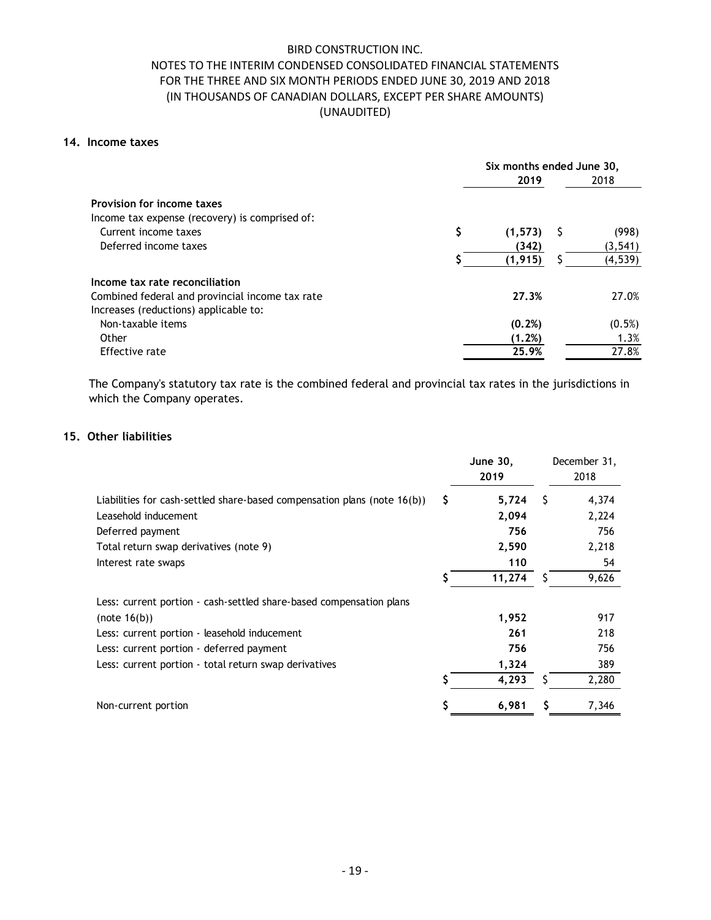BIRD CONSTRUCTION INC.
NOTES TO THE INTERIM CONDENSED CONSOLIDATED FINANCIAL STATEMENTS
FOR THE THREE AND SIX MONTH PERIODS ENDED JUNE 30, 2019 AND 2018
(IN THOUSANDS OF CANADIAN DOLLARS, EXCEPT PER SHARE AMOUNTS)
(UNAUDITED)

## 14. Income taxes

| | Six months ended June 30, | |
|---|---|---|
| | **2019** | 2018 |
| **Provision for income taxes** | | |
| Income tax expense (recovery) is comprised of: | | |
| Current income taxes | **$ (1,573)** | $ (998) |
| Deferred income taxes | **(342)** | (3,541) |
| | **$ (1,915)** | $ (4,539) |
| **Income tax rate reconciliation** | | |
| Combined federal and provincial income tax rate | **27.3%** | 27.0% |
| Increases (reductions) applicable to: | | |
| Non-taxable items | **(0.2%)** | (0.5%) |
| Other | **(1.2%)** | 1.3% |
| Effective rate | **25.9%** | 27.8% |

The Company's statutory tax rate is the combined federal and provincial tax rates in the jurisdictions in which the Company operates.

## 15. Other liabilities

| | **June 30, 2019** | December 31, 2018 |
|---|---|---|
| Liabilities for cash-settled share-based compensation plans (note 16(b)) | **$ 5,724** | $ 4,374 |
| Leasehold inducement | **2,094** | 2,224 |
| Deferred payment | **756** | 756 |
| Total return swap derivatives (note 9) | **2,590** | 2,218 |
| Interest rate swaps | **110** | 54 |
| | **$ 11,274** | $ 9,626 |
| Less: current portion - cash-settled share-based compensation plans (note 16(b)) | **1,952** | 917 |
| Less: current portion - leasehold inducement | **261** | 218 |
| Less: current portion - deferred payment | **756** | 756 |
| Less: current portion - total return swap derivatives | **1,324** | 389 |
| | **$ 4,293** | $ 2,280 |
| Non-current portion | **$ 6,981** | $ 7,346 |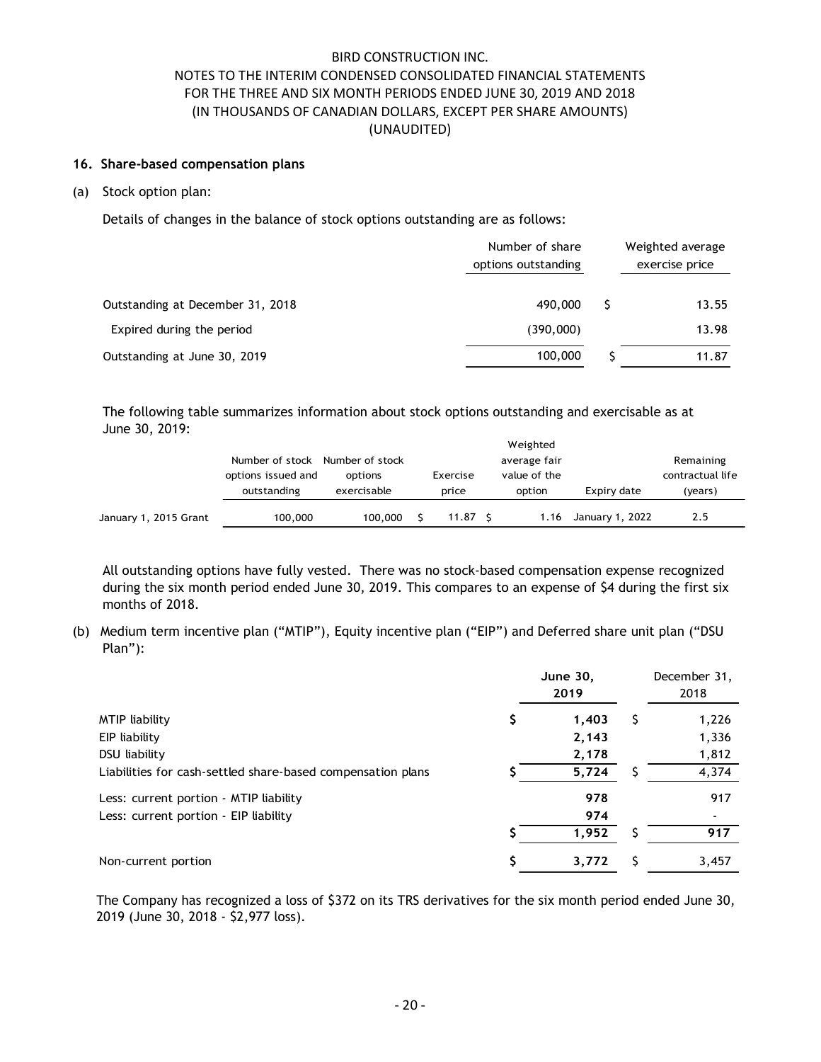BIRD CONSTRUCTION INC.
NOTES TO THE INTERIM CONDENSED CONSOLIDATED FINANCIAL STATEMENTS
FOR THE THREE AND SIX MONTH PERIODS ENDED JUNE 30, 2019 AND 2018
(IN THOUSANDS OF CANADIAN DOLLARS, EXCEPT PER SHARE AMOUNTS)
(UNAUDITED)

### 16. Share-based compensation plans

(a) Stock option plan:

Details of changes in the balance of stock options outstanding are as follows:

| | Number of share options outstanding | Weighted average exercise price |
|---|---|---|
| Outstanding at December 31, 2018 | 490,000 | $ 13.55 |
| Expired during the period | (390,000) | 13.98 |
| Outstanding at June 30, 2019 | 100,000 | $ 11.87 |

The following table summarizes information about stock options outstanding and exercisable as at June 30, 2019:

| | Number of stock options issued and outstanding | Number of stock options exercisable | Exercise price | Weighted average fair value of the option | Expiry date | Remaining contractual life (years) |
|---|---|---|---|---|---|---|
| January 1, 2015 Grant | 100,000 | 100,000 | $ 11.87 | $ 1.16 | January 1, 2022 | 2.5 |

All outstanding options have fully vested. There was no stock-based compensation expense recognized during the six month period ended June 30, 2019. This compares to an expense of $4 during the first six months of 2018.

(b) Medium term incentive plan ("MTIP"), Equity incentive plan ("EIP") and Deferred share unit plan ("DSU Plan"):

| | **June 30, 2019** | December 31, 2018 |
|---|---|---|
| MTIP liability | $ **1,403** | $ 1,226 |
| EIP liability | **2,143** | 1,336 |
| DSU liability | **2,178** | 1,812 |
| Liabilities for cash-settled share-based compensation plans | $ **5,724** | $ 4,374 |
| Less: current portion - MTIP liability | **978** | 917 |
| Less: current portion - EIP liability | **974** | - |
| | $ **1,952** | $ **917** |
| Non-current portion | $ **3,772** | $ 3,457 |

The Company has recognized a loss of $372 on its TRS derivatives for the six month period ended June 30, 2019 (June 30, 2018 - $2,977 loss).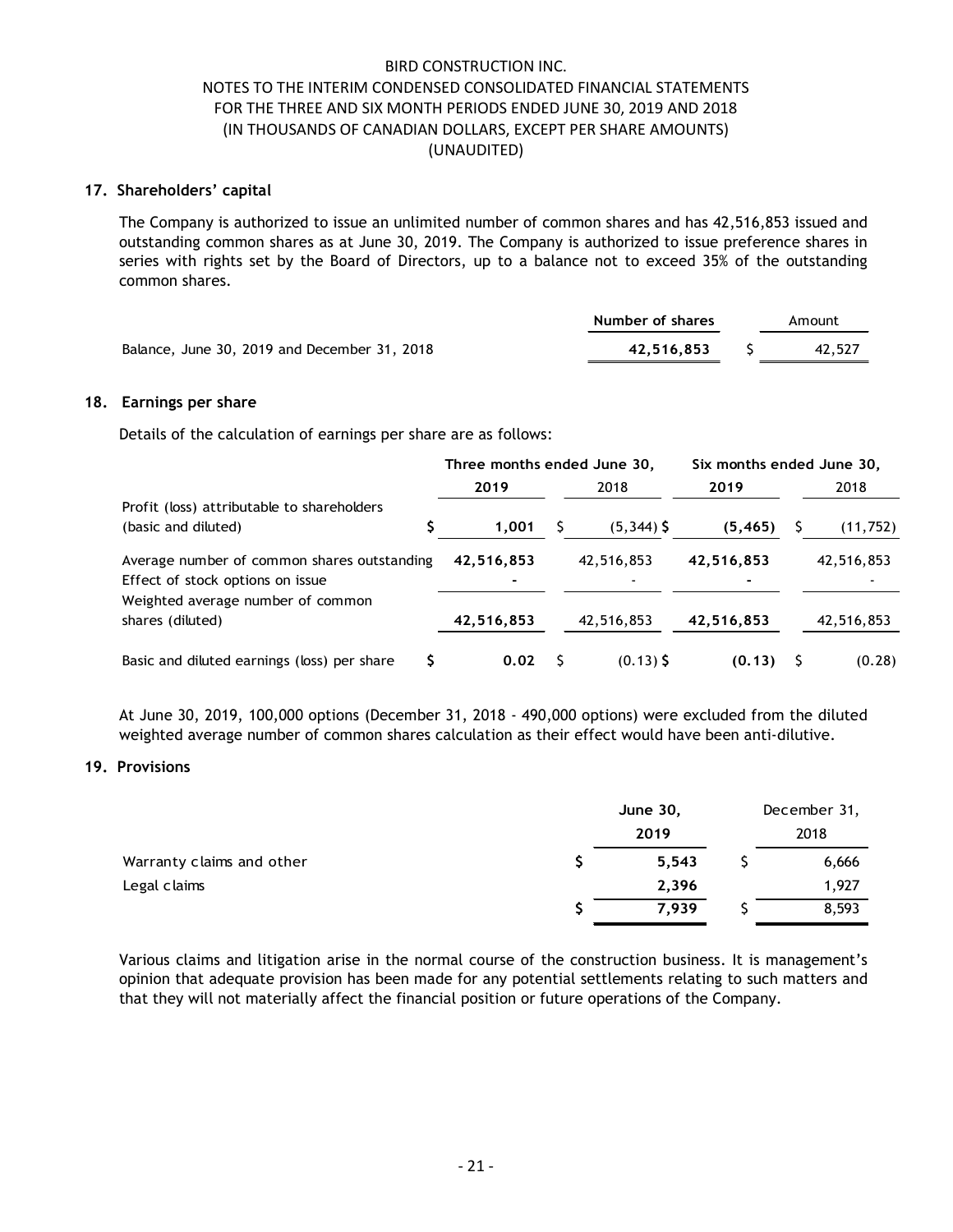BIRD CONSTRUCTION INC.
NOTES TO THE INTERIM CONDENSED CONSOLIDATED FINANCIAL STATEMENTS
FOR THE THREE AND SIX MONTH PERIODS ENDED JUNE 30, 2019 AND 2018
(IN THOUSANDS OF CANADIAN DOLLARS, EXCEPT PER SHARE AMOUNTS)
(UNAUDITED)

## 17. Shareholders' capital

The Company is authorized to issue an unlimited number of common shares and has 42,516,853 issued and outstanding common shares as at June 30, 2019. The Company is authorized to issue preference shares in series with rights set by the Board of Directors, up to a balance not to exceed 35% of the outstanding common shares.

| | Number of shares | Amount |
|---|---|---|
| Balance, June 30, 2019 and December 31, 2018 | **42,516,853** | $ 42,527 |

## 18. Earnings per share

Details of the calculation of earnings per share are as follows:

| | Three months ended June 30, | | Six months ended June 30, | |
|---|---|---|---|---|
| | **2019** | 2018 | **2019** | 2018 |
| Profit (loss) attributable to shareholders (basic and diluted) | **$ 1,001** | $ (5,344) | **$ (5,465)** | $ (11,752) |
| Average number of common shares outstanding | **42,516,853** | 42,516,853 | **42,516,853** | 42,516,853 |
| Effect of stock options on issue | **-** | - | **-** | - |
| Weighted average number of common shares (diluted) | **42,516,853** | 42,516,853 | **42,516,853** | 42,516,853 |
| Basic and diluted earnings (loss) per share | **$ 0.02** | $ (0.13) | **$ (0.13)** | $ (0.28) |

At June 30, 2019, 100,000 options (December 31, 2018 - 490,000 options) were excluded from the diluted weighted average number of common shares calculation as their effect would have been anti-dilutive.

## 19. Provisions

| | June 30, 2019 | December 31, 2018 |
|---|---|---|
| Warranty claims and other | **$ 5,543** | $ 6,666 |
| Legal claims | **2,396** | 1,927 |
| | **$ 7,939** | $ 8,593 |

Various claims and litigation arise in the normal course of the construction business. It is management's opinion that adequate provision has been made for any potential settlements relating to such matters and that they will not materially affect the financial position or future operations of the Company.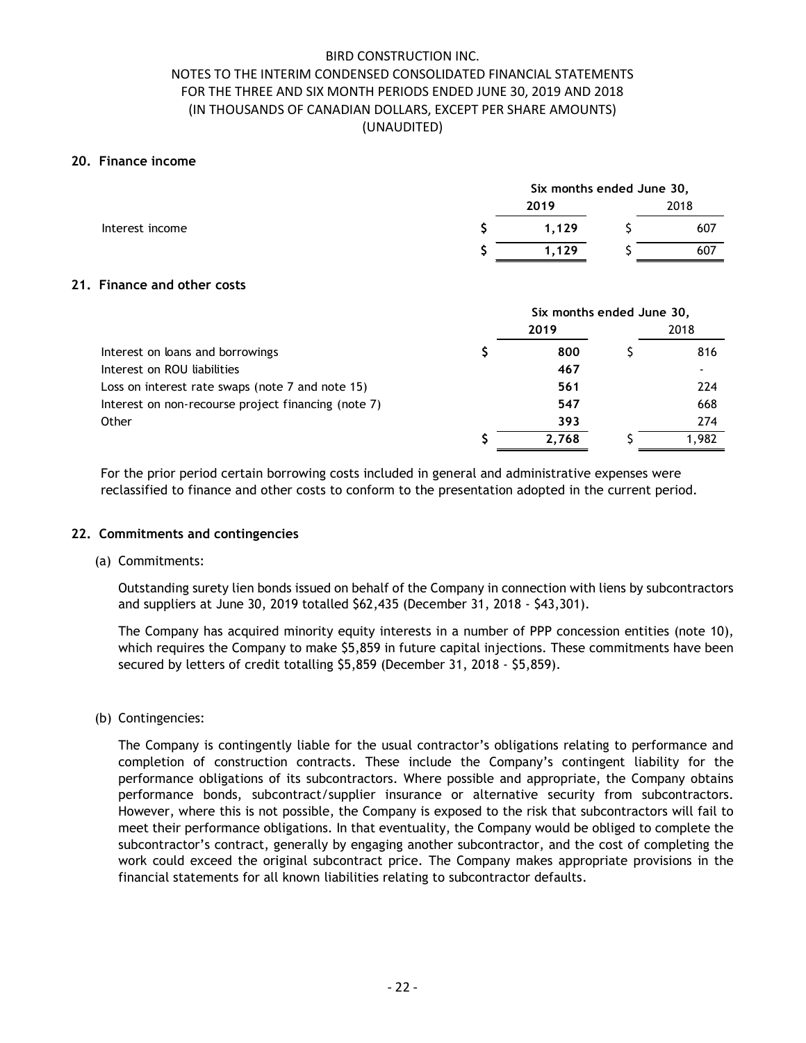BIRD CONSTRUCTION INC.
NOTES TO THE INTERIM CONDENSED CONSOLIDATED FINANCIAL STATEMENTS
FOR THE THREE AND SIX MONTH PERIODS ENDED JUNE 30, 2019 AND 2018
(IN THOUSANDS OF CANADIAN DOLLARS, EXCEPT PER SHARE AMOUNTS)
(UNAUDITED)

## 20. Finance income

| | Six months ended June 30, | |
|---|---|---|
| | **2019** | 2018 |
| Interest income | $ **1,129** | $ 607 |
| | $ **1,129** | $ 607 |

## 21. Finance and other costs

| | Six months ended June 30, | |
|---|---|---|
| | **2019** | 2018 |
| Interest on loans and borrowings | $ **800** | $ 816 |
| Interest on ROU liabilities | **467** | - |
| Loss on interest rate swaps (note 7 and note 15) | **561** | 224 |
| Interest on non-recourse project financing (note 7) | **547** | 668 |
| Other | **393** | 274 |
| | $ **2,768** | $ 1,982 |

For the prior period certain borrowing costs included in general and administrative expenses were reclassified to finance and other costs to conform to the presentation adopted in the current period.

## 22. Commitments and contingencies

(a) Commitments:

Outstanding surety lien bonds issued on behalf of the Company in connection with liens by subcontractors and suppliers at June 30, 2019 totalled $62,435 (December 31, 2018 - $43,301).

The Company has acquired minority equity interests in a number of PPP concession entities (note 10), which requires the Company to make $5,859 in future capital injections. These commitments have been secured by letters of credit totalling $5,859 (December 31, 2018 - $5,859).

(b) Contingencies:

The Company is contingently liable for the usual contractor's obligations relating to performance and completion of construction contracts. These include the Company's contingent liability for the performance obligations of its subcontractors. Where possible and appropriate, the Company obtains performance bonds, subcontract/supplier insurance or alternative security from subcontractors. However, where this is not possible, the Company is exposed to the risk that subcontractors will fail to meet their performance obligations. In that eventuality, the Company would be obliged to complete the subcontractor's contract, generally by engaging another subcontractor, and the cost of completing the work could exceed the original subcontract price. The Company makes appropriate provisions in the financial statements for all known liabilities relating to subcontractor defaults.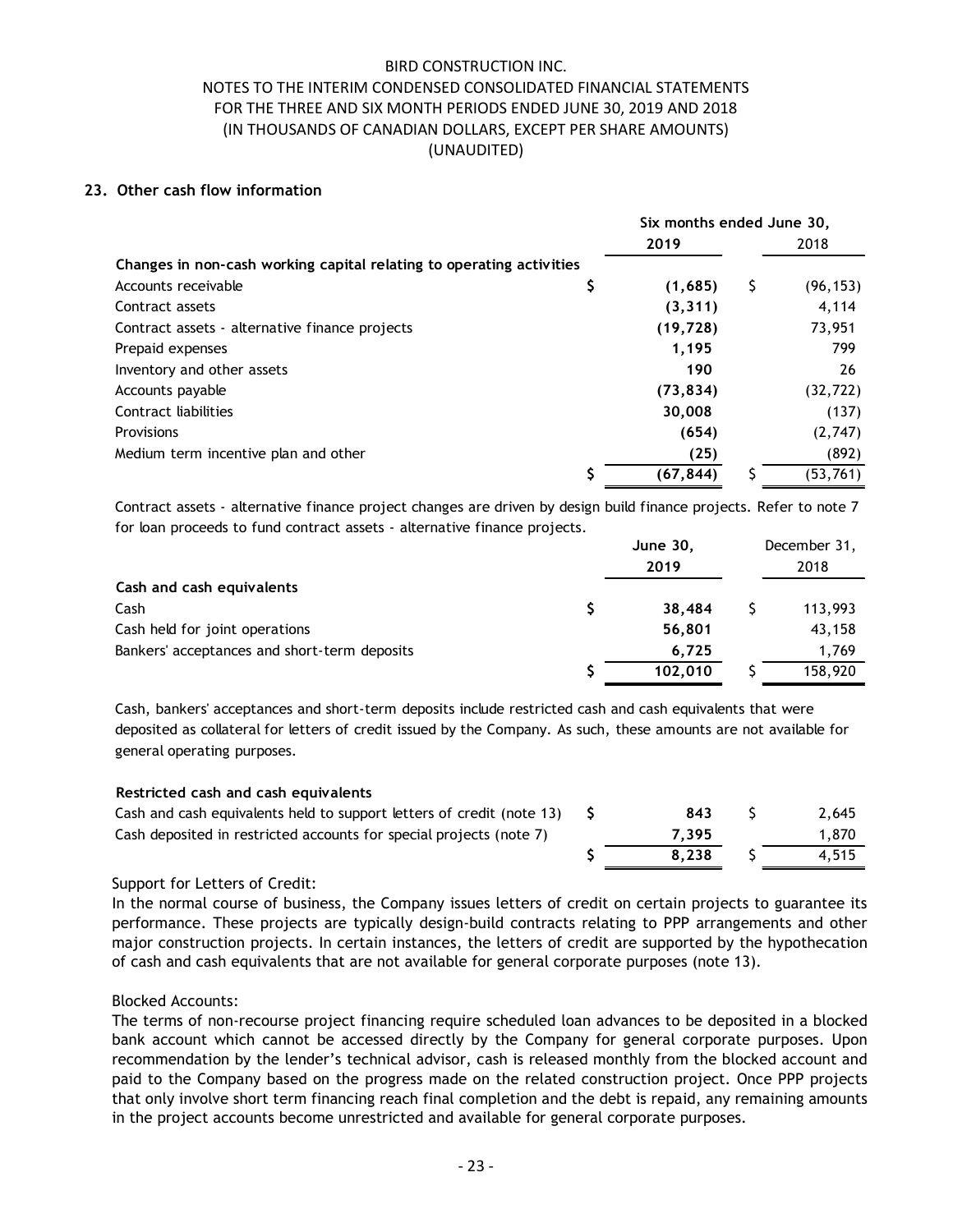BIRD CONSTRUCTION INC.
NOTES TO THE INTERIM CONDENSED CONSOLIDATED FINANCIAL STATEMENTS
FOR THE THREE AND SIX MONTH PERIODS ENDED JUNE 30, 2019 AND 2018
(IN THOUSANDS OF CANADIAN DOLLARS, EXCEPT PER SHARE AMOUNTS)
(UNAUDITED)

## 23. Other cash flow information

| | Six months ended June 30, 2019 | Six months ended June 30, 2018 |
|---|---|---|
| **Changes in non-cash working capital relating to operating activities** | | |
| Accounts receivable | $ **(1,685)** | $ (96,153) |
| Contract assets | **(3,311)** | 4,114 |
| Contract assets - alternative finance projects | **(19,728)** | 73,951 |
| Prepaid expenses | **1,195** | 799 |
| Inventory and other assets | **190** | 26 |
| Accounts payable | **(73,834)** | (32,722) |
| Contract liabilities | **30,008** | (137) |
| Provisions | **(654)** | (2,747) |
| Medium term incentive plan and other | **(25)** | (892) |
| | $ **(67,844)** | $ (53,761) |

Contract assets - alternative finance project changes are driven by design build finance projects. Refer to note 7 for loan proceeds to fund contract assets - alternative finance projects.

| | June 30, 2019 | December 31, 2018 |
|---|---|---|
| **Cash and cash equivalents** | | |
| Cash | $ **38,484** | $ 113,993 |
| Cash held for joint operations | **56,801** | 43,158 |
| Bankers' acceptances and short-term deposits | **6,725** | 1,769 |
| | $ **102,010** | $ 158,920 |

Cash, bankers' acceptances and short-term deposits include restricted cash and cash equivalents that were deposited as collateral for letters of credit issued by the Company. As such, these amounts are not available for general operating purposes.

| | June 30, 2019 | December 31, 2018 |
|---|---|---|
| **Restricted cash and cash equivalents** | | |
| Cash and cash equivalents held to support letters of credit (note 13) | $ **843** | $ 2,645 |
| Cash deposited in restricted accounts for special projects (note 7) | **7,395** | 1,870 |
| | $ **8,238** | $ 4,515 |

Support for Letters of Credit:
In the normal course of business, the Company issues letters of credit on certain projects to guarantee its performance. These projects are typically design-build contracts relating to PPP arrangements and other major construction projects. In certain instances, the letters of credit are supported by the hypothecation of cash and cash equivalents that are not available for general corporate purposes (note 13).

Blocked Accounts:
The terms of non-recourse project financing require scheduled loan advances to be deposited in a blocked bank account which cannot be accessed directly by the Company for general corporate purposes. Upon recommendation by the lender's technical advisor, cash is released monthly from the blocked account and paid to the Company based on the progress made on the related construction project. Once PPP projects that only involve short term financing reach final completion and the debt is repaid, any remaining amounts in the project accounts become unrestricted and available for general corporate purposes.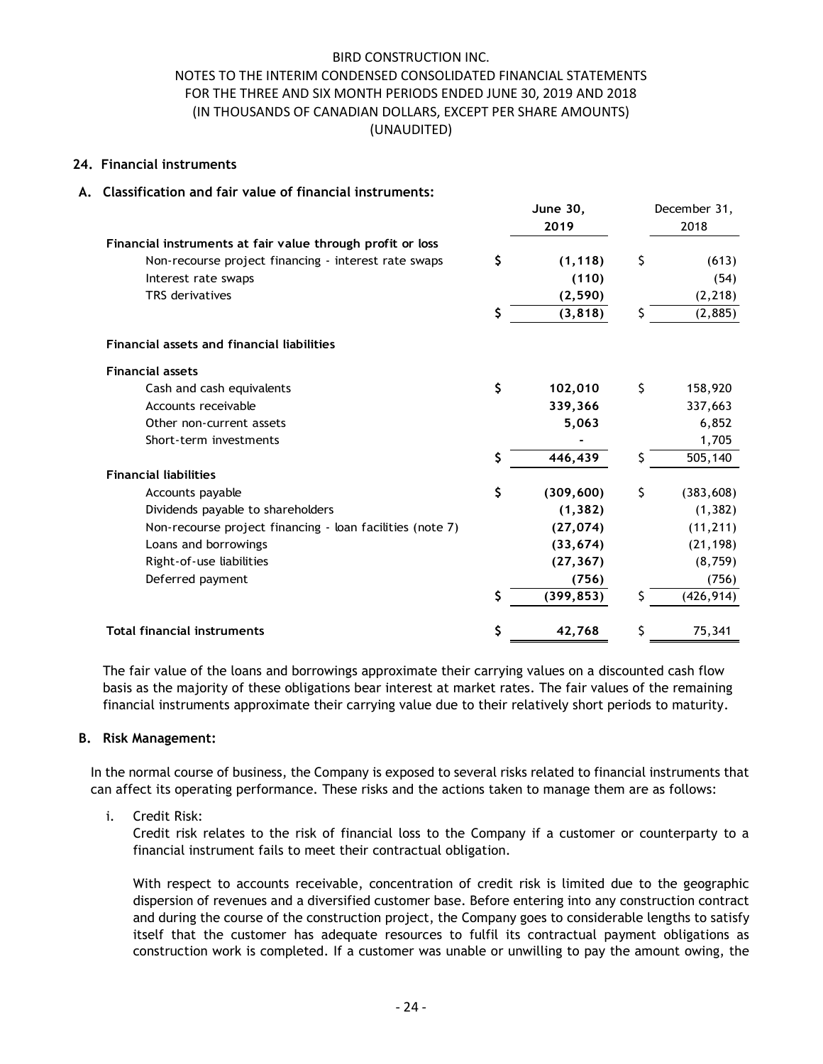BIRD CONSTRUCTION INC.
NOTES TO THE INTERIM CONDENSED CONSOLIDATED FINANCIAL STATEMENTS
FOR THE THREE AND SIX MONTH PERIODS ENDED JUNE 30, 2019 AND 2018
(IN THOUSANDS OF CANADIAN DOLLARS, EXCEPT PER SHARE AMOUNTS)
(UNAUDITED)

## 24. Financial instruments

### A. Classification and fair value of financial instruments:

| | June 30, 2019 | December 31, 2018 |
|---|---|---|
| **Financial instruments at fair value through profit or loss** | | |
| Non-recourse project financing - interest rate swaps | $ **(1,118)** | $ (613) |
| Interest rate swaps | **(110)** | (54) |
| TRS derivatives | **(2,590)** | (2,218) |
| | $ **(3,818)** | $ (2,885) |
| **Financial assets and financial liabilities** | | |
| **Financial assets** | | |
| Cash and cash equivalents | $ **102,010** | $ 158,920 |
| Accounts receivable | **339,366** | 337,663 |
| Other non-current assets | **5,063** | 6,852 |
| Short-term investments | **-** | 1,705 |
| | $ **446,439** | $ 505,140 |
| **Financial liabilities** | | |
| Accounts payable | $ **(309,600)** | $ (383,608) |
| Dividends payable to shareholders | **(1,382)** | (1,382) |
| Non-recourse project financing - loan facilities (note 7) | **(27,074)** | (11,211) |
| Loans and borrowings | **(33,674)** | (21,198) |
| Right-of-use liabilities | **(27,367)** | (8,759) |
| Deferred payment | **(756)** | (756) |
| | $ **(399,853)** | $ (426,914) |
| **Total financial instruments** | $ **42,768** | $ 75,341 |

The fair value of the loans and borrowings approximate their carrying values on a discounted cash flow basis as the majority of these obligations bear interest at market rates. The fair values of the remaining financial instruments approximate their carrying value due to their relatively short periods to maturity.

### B. Risk Management:

In the normal course of business, the Company is exposed to several risks related to financial instruments that can affect its operating performance. These risks and the actions taken to manage them are as follows:

i. Credit Risk:
Credit risk relates to the risk of financial loss to the Company if a customer or counterparty to a financial instrument fails to meet their contractual obligation.

With respect to accounts receivable, concentration of credit risk is limited due to the geographic dispersion of revenues and a diversified customer base. Before entering into any construction contract and during the course of the construction project, the Company goes to considerable lengths to satisfy itself that the customer has adequate resources to fulfil its contractual payment obligations as construction work is completed. If a customer was unable or unwilling to pay the amount owing, the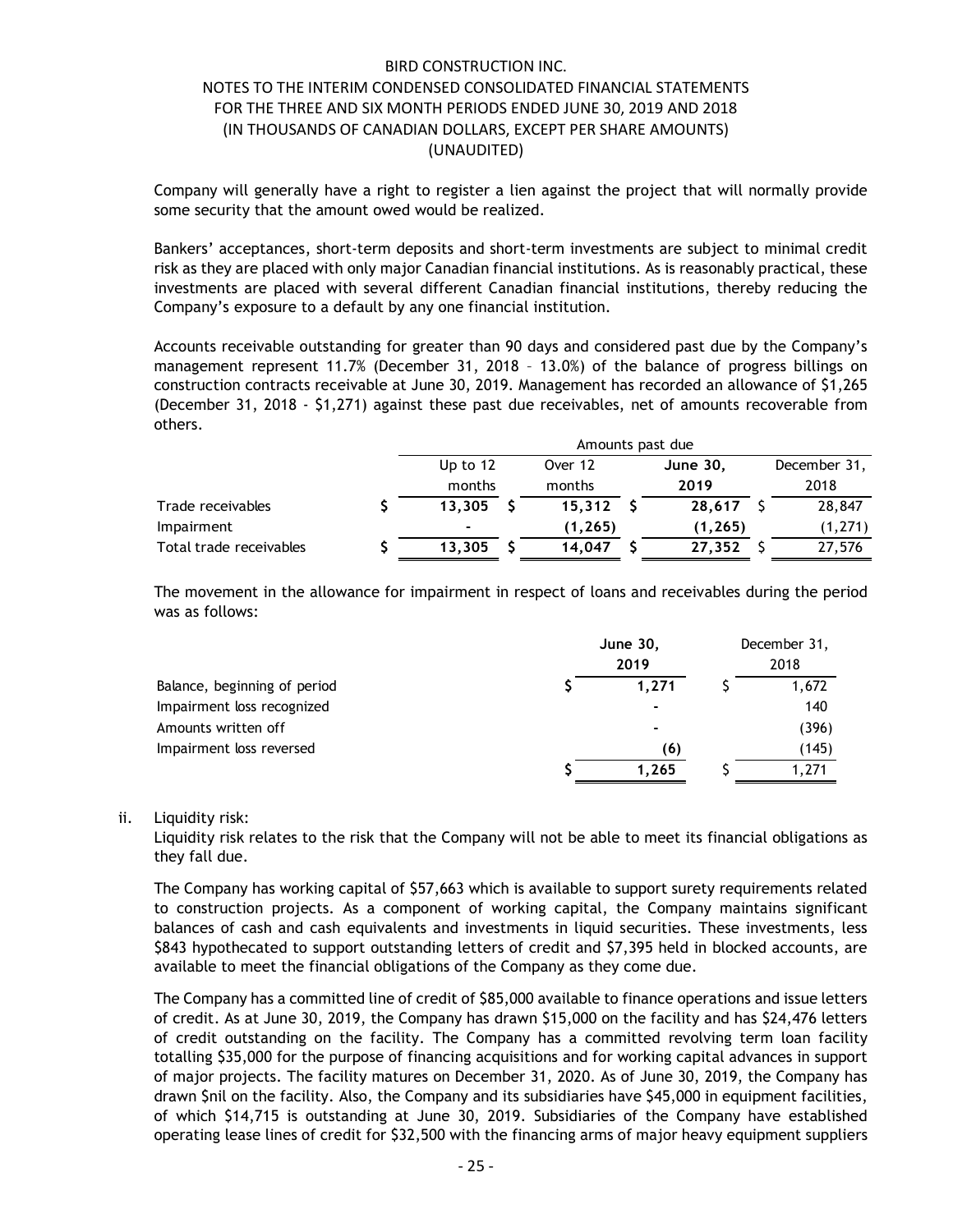Company will generally have a right to register a lien against the project that will normally provide some security that the amount owed would be realized.

Bankers' acceptances, short-term deposits and short-term investments are subject to minimal credit risk as they are placed with only major Canadian financial institutions. As is reasonably practical, these investments are placed with several different Canadian financial institutions, thereby reducing the Company's exposure to a default by any one financial institution.

Accounts receivable outstanding for greater than 90 days and considered past due by the Company's management represent 11.7% (December 31, 2018 – 13.0%) of the balance of progress billings on construction contracts receivable at June 30, 2019. Management has recorded an allowance of $1,265 (December 31, 2018 - $1,271) against these past due receivables, net of amounts recoverable from others.

| | Amounts past due | | | |
|---|---|---|---|---|
| | Up to 12 months | Over 12 months | **June 30, 2019** | December 31, 2018 |
| Trade receivables | $ **13,305** | $ **15,312** | $ **28,617** | $ 28,847 |
| Impairment | **-** | **(1,265)** | **(1,265)** | (1,271) |
| Total trade receivables | $ **13,305** | $ **14,047** | $ **27,352** | $ 27,576 |

The movement in the allowance for impairment in respect of loans and receivables during the period was as follows:

| | **June 30, 2019** | December 31, 2018 |
|---|---|---|
| Balance, beginning of period | $ **1,271** | $ 1,672 |
| Impairment loss recognized | **-** | 140 |
| Amounts written off | **-** | (396) |
| Impairment loss reversed | **(6)** | (145) |
| | $ **1,265** | $ 1,271 |

ii. Liquidity risk:

Liquidity risk relates to the risk that the Company will not be able to meet its financial obligations as they fall due.

The Company has working capital of $57,663 which is available to support surety requirements related to construction projects. As a component of working capital, the Company maintains significant balances of cash and cash equivalents and investments in liquid securities. These investments, less $843 hypothecated to support outstanding letters of credit and $7,395 held in blocked accounts, are available to meet the financial obligations of the Company as they come due.

The Company has a committed line of credit of $85,000 available to finance operations and issue letters of credit. As at June 30, 2019, the Company has drawn $15,000 on the facility and has $24,476 letters of credit outstanding on the facility. The Company has a committed revolving term loan facility totalling $35,000 for the purpose of financing acquisitions and for working capital advances in support of major projects. The facility matures on December 31, 2020. As of June 30, 2019, the Company has drawn $nil on the facility. Also, the Company and its subsidiaries have $45,000 in equipment facilities, of which $14,715 is outstanding at June 30, 2019. Subsidiaries of the Company have established operating lease lines of credit for $32,500 with the financing arms of major heavy equipment suppliers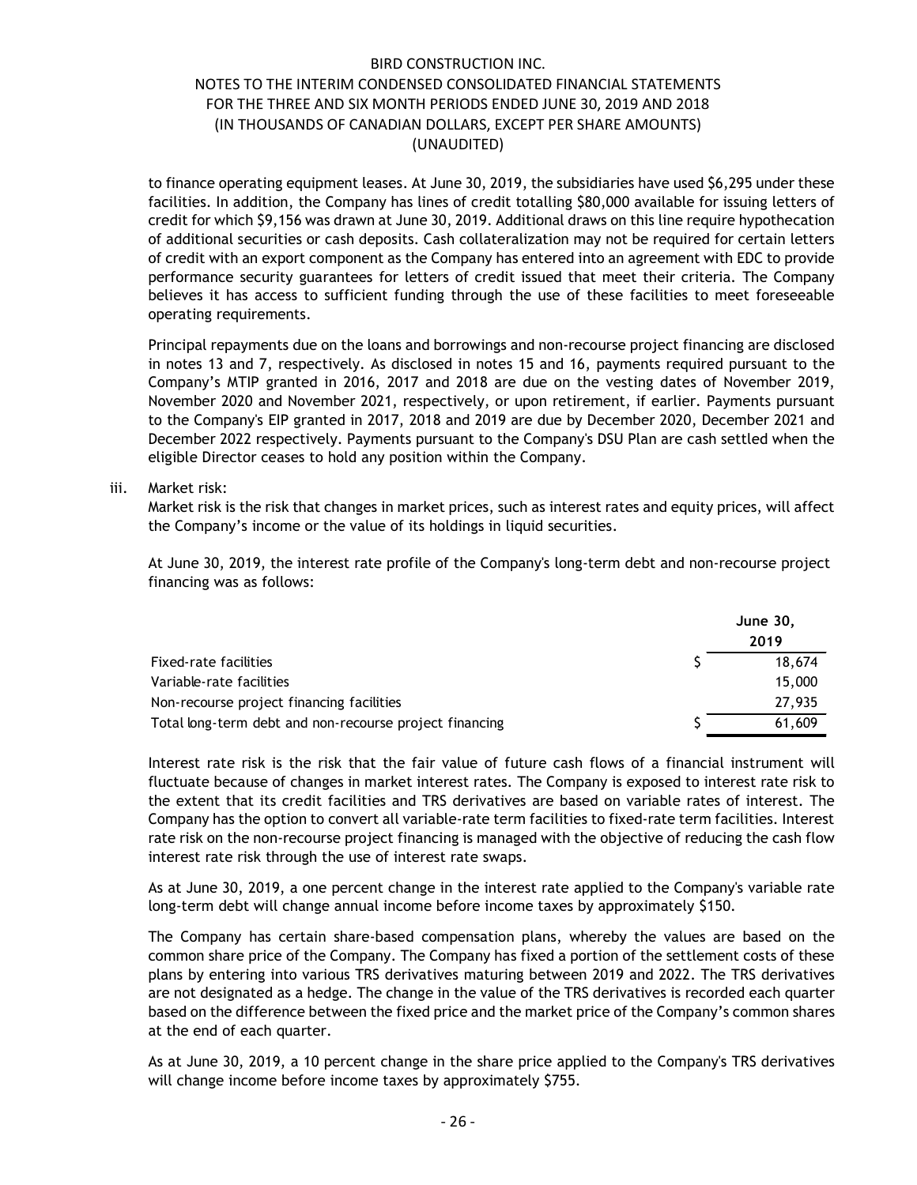to finance operating equipment leases. At June 30, 2019, the subsidiaries have used $6,295 under these facilities. In addition, the Company has lines of credit totalling $80,000 available for issuing letters of credit for which $9,156 was drawn at June 30, 2019. Additional draws on this line require hypothecation of additional securities or cash deposits. Cash collateralization may not be required for certain letters of credit with an export component as the Company has entered into an agreement with EDC to provide performance security guarantees for letters of credit issued that meet their criteria. The Company believes it has access to sufficient funding through the use of these facilities to meet foreseeable operating requirements.

Principal repayments due on the loans and borrowings and non-recourse project financing are disclosed in notes 13 and 7, respectively. As disclosed in notes 15 and 16, payments required pursuant to the Company's MTIP granted in 2016, 2017 and 2018 are due on the vesting dates of November 2019, November 2020 and November 2021, respectively, or upon retirement, if earlier. Payments pursuant to the Company's EIP granted in 2017, 2018 and 2019 are due by December 2020, December 2021 and December 2022 respectively. Payments pursuant to the Company's DSU Plan are cash settled when the eligible Director ceases to hold any position within the Company.

iii. Market risk:

Market risk is the risk that changes in market prices, such as interest rates and equity prices, will affect the Company's income or the value of its holdings in liquid securities.

At June 30, 2019, the interest rate profile of the Company's long-term debt and non-recourse project financing was as follows:

| | June 30, 2019 |
|---|---|
| Fixed-rate facilities | $ 18,674 |
| Variable-rate facilities | 15,000 |
| Non-recourse project financing facilities | 27,935 |
| Total long-term debt and non-recourse project financing | $ 61,609 |

Interest rate risk is the risk that the fair value of future cash flows of a financial instrument will fluctuate because of changes in market interest rates. The Company is exposed to interest rate risk to the extent that its credit facilities and TRS derivatives are based on variable rates of interest. The Company has the option to convert all variable-rate term facilities to fixed-rate term facilities. Interest rate risk on the non-recourse project financing is managed with the objective of reducing the cash flow interest rate risk through the use of interest rate swaps.

As at June 30, 2019, a one percent change in the interest rate applied to the Company's variable rate long-term debt will change annual income before income taxes by approximately $150.

The Company has certain share-based compensation plans, whereby the values are based on the common share price of the Company. The Company has fixed a portion of the settlement costs of these plans by entering into various TRS derivatives maturing between 2019 and 2022. The TRS derivatives are not designated as a hedge. The change in the value of the TRS derivatives is recorded each quarter based on the difference between the fixed price and the market price of the Company's common shares at the end of each quarter.

As at June 30, 2019, a 10 percent change in the share price applied to the Company's TRS derivatives will change income before income taxes by approximately $755.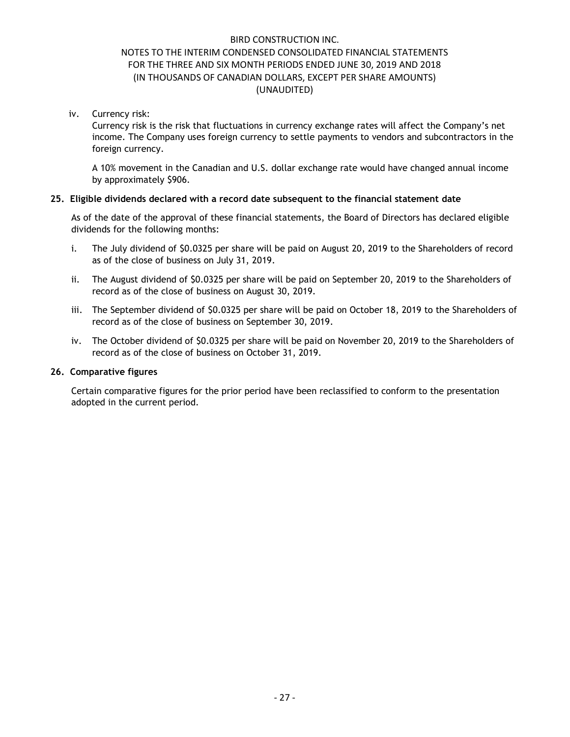iv. Currency risk:

Currency risk is the risk that fluctuations in currency exchange rates will affect the Company's net income. The Company uses foreign currency to settle payments to vendors and subcontractors in the foreign currency.

A 10% movement in the Canadian and U.S. dollar exchange rate would have changed annual income by approximately $906.

**25. Eligible dividends declared with a record date subsequent to the financial statement date**

As of the date of the approval of these financial statements, the Board of Directors has declared eligible dividends for the following months:

i. The July dividend of $0.0325 per share will be paid on August 20, 2019 to the Shareholders of record as of the close of business on July 31, 2019.

ii. The August dividend of $0.0325 per share will be paid on September 20, 2019 to the Shareholders of record as of the close of business on August 30, 2019.

iii. The September dividend of $0.0325 per share will be paid on October 18, 2019 to the Shareholders of record as of the close of business on September 30, 2019.

iv. The October dividend of $0.0325 per share will be paid on November 20, 2019 to the Shareholders of record as of the close of business on October 31, 2019.

**26. Comparative figures**

Certain comparative figures for the prior period have been reclassified to conform to the presentation adopted in the current period.